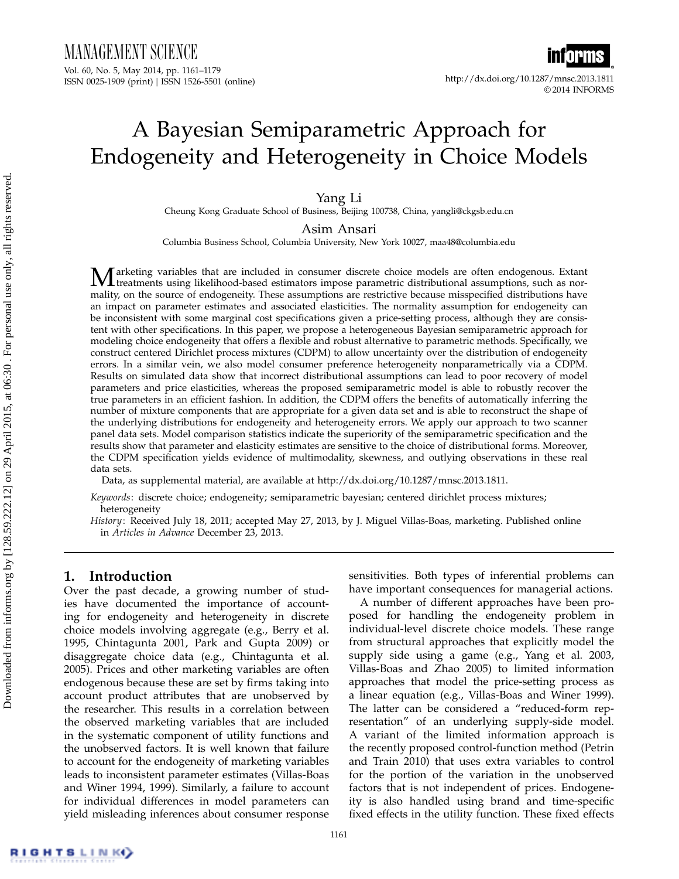# A Bayesian Semiparametric Approach for Endogeneity and Heterogeneity in Choice Models

**Yang Li**
Cheung Kong Graduate School of Business, Beijing 100738, China, yangli@ckgsb.edu.cn

**Asim Ansari**
Columbia Business School, Columbia University, New York 10027, maa48@columbia.edu

Marketing variables that are included in consumer discrete choice models are often endogenous. Extant treatments using likelihood-based estimators impose parametric distributional assumptions, such as normality, on the source of endogeneity. These assumptions are restrictive because misspecified distributions have an impact on parameter estimates and associated elasticities. The normality assumption for endogeneity can be inconsistent with some marginal cost specifications given a price-setting process, although they are consistent with other specifications. In this paper, we propose a heterogeneous Bayesian semiparametric approach for modeling choice endogeneity that offers a flexible and robust alternative to parametric methods. Specifically, we construct centered Dirichlet process mixtures (CDPM) to allow uncertainty over the distribution of endogeneity errors. In a similar vein, we also model consumer preference heterogeneity nonparametrically via a CDPM. Results on simulated data show that incorrect distributional assumptions can lead to poor recovery of model parameters and price elasticities, whereas the proposed semiparametric model is able to robustly recover the true parameters in an efficient fashion. In addition, the CDPM offers the benefits of automatically inferring the number of mixture components that are appropriate for a given data set and is able to reconstruct the shape of the underlying distributions for endogeneity and heterogeneity errors. We apply our approach to two scanner panel data sets. Model comparison statistics indicate the superiority of the semiparametric specification and the results show that parameter and elasticity estimates are sensitive to the choice of distributional forms. Moreover, the CDPM specification yields evidence of multimodality, skewness, and outlying observations in these real data sets.

Data, as supplemental material, are available at http://dx.doi.org/10.1287/mnsc.2013.1811.

*Keywords*: discrete choice; endogeneity; semiparametric bayesian; centered dirichlet process mixtures; heterogeneity

*History*: Received July 18, 2011; accepted May 27, 2013, by J. Miguel Villas-Boas, marketing. Published online in *Articles in Advance* December 23, 2013.

## 1. Introduction

Over the past decade, a growing number of studies have documented the importance of accounting for endogeneity and heterogeneity in discrete choice models involving aggregate (e.g., Berry et al. 1995, Chintagunta 2001, Park and Gupta 2009) or disaggregate choice data (e.g., Chintagunta et al. 2005). Prices and other marketing variables are often endogenous because these are set by firms taking into account product attributes that are unobserved by the researcher. This results in a correlation between the observed marketing variables that are included in the systematic component of utility functions and the unobserved factors. It is well known that failure to account for the endogeneity of marketing variables leads to inconsistent parameter estimates (Villas-Boas and Winer 1994, 1999). Similarly, a failure to account for individual differences in model parameters can yield misleading inferences about consumer response sensitivities. Both types of inferential problems can have important consequences for managerial actions.

A number of different approaches have been proposed for handling the endogeneity problem in individual-level discrete choice models. These range from structural approaches that explicitly model the supply side using a game (e.g., Yang et al. 2003, Villas-Boas and Zhao 2005) to limited information approaches that model the price-setting process as a linear equation (e.g., Villas-Boas and Winer 1999). The latter can be considered a "reduced-form representation" of an underlying supply-side model. A variant of the limited information approach is the recently proposed control-function method (Petrin and Train 2010) that uses extra variables to control for the portion of the variation in the unobserved factors that is not independent of prices. Endogeneity is also handled using brand and time-specific fixed effects in the utility function. These fixed effects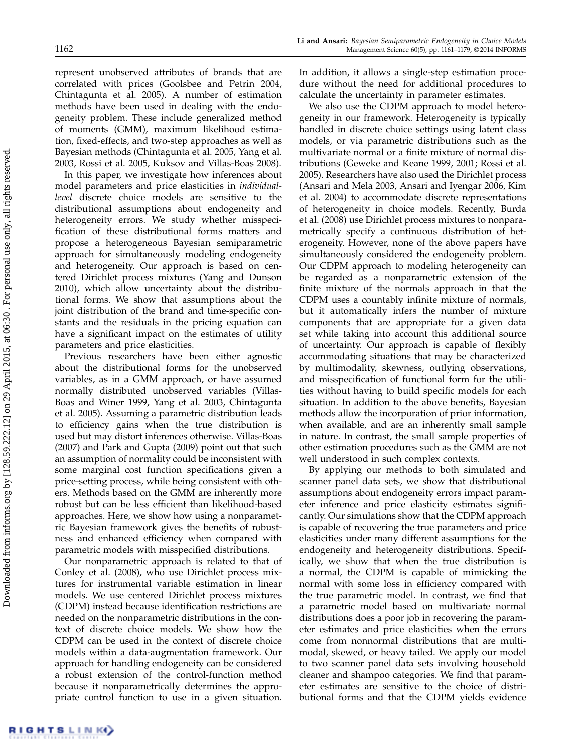represent unobserved attributes of brands that are correlated with prices (Goolsbee and Petrin 2004, Chintagunta et al. 2005). A number of estimation methods have been used in dealing with the endogeneity problem. These include generalized method of moments (GMM), maximum likelihood estimation, fixed-effects, and two-step approaches as well as Bayesian methods (Chintagunta et al. 2005, Yang et al. 2003, Rossi et al. 2005, Kuksov and Villas-Boas 2008).

In this paper, we investigate how inferences about model parameters and price elasticities in *individual-level* discrete choice models are sensitive to the distributional assumptions about endogeneity and heterogeneity errors. We study whether misspecification of these distributional forms matters and propose a heterogeneous Bayesian semiparametric approach for simultaneously modeling endogeneity and heterogeneity. Our approach is based on centered Dirichlet process mixtures (Yang and Dunson 2010), which allow uncertainty about the distributional forms. We show that assumptions about the joint distribution of the brand and time-specific constants and the residuals in the pricing equation can have a significant impact on the estimates of utility parameters and price elasticities.

Previous researchers have been either agnostic about the distributional forms for the unobserved variables, as in a GMM approach, or have assumed normally distributed unobserved variables (Villas-Boas and Winer 1999, Yang et al. 2003, Chintagunta et al. 2005). Assuming a parametric distribution leads to efficiency gains when the true distribution is used but may distort inferences otherwise. Villas-Boas (2007) and Park and Gupta (2009) point out that such an assumption of normality could be inconsistent with some marginal cost function specifications given a price-setting process, while being consistent with others. Methods based on the GMM are inherently more robust but can be less efficient than likelihood-based approaches. Here, we show how using a nonparametric Bayesian framework gives the benefits of robustness and enhanced efficiency when compared with parametric models with misspecified distributions.

Our nonparametric approach is related to that of Conley et al. (2008), who use Dirichlet process mixtures for instrumental variable estimation in linear models. We use centered Dirichlet process mixtures (CDPM) instead because identification restrictions are needed on the nonparametric distributions in the context of discrete choice models. We show how the CDPM can be used in the context of discrete choice models within a data-augmentation framework. Our approach for handling endogeneity can be considered a robust extension of the control-function method because it nonparametrically determines the appropriate control function to use in a given situation. In addition, it allows a single-step estimation procedure without the need for additional procedures to calculate the uncertainty in parameter estimates.

We also use the CDPM approach to model heterogeneity in our framework. Heterogeneity is typically handled in discrete choice settings using latent class models, or via parametric distributions such as the multivariate normal or a finite mixture of normal distributions (Geweke and Keane 1999, 2001; Rossi et al. 2005). Researchers have also used the Dirichlet process (Ansari and Mela 2003, Ansari and Iyengar 2006, Kim et al. 2004) to accommodate discrete representations of heterogeneity in choice models. Recently, Burda et al. (2008) use Dirichlet process mixtures to nonparametrically specify a continuous distribution of heterogeneity. However, none of the above papers have simultaneously considered the endogeneity problem. Our CDPM approach to modeling heterogeneity can be regarded as a nonparametric extension of the finite mixture of the normals approach in that the CDPM uses a countably infinite mixture of normals, but it automatically infers the number of mixture components that are appropriate for a given data set while taking into account this additional source of uncertainty. Our approach is capable of flexibly accommodating situations that may be characterized by multimodality, skewness, outlying observations, and misspecification of functional form for the utilities without having to build specific models for each situation. In addition to the above benefits, Bayesian methods allow the incorporation of prior information, when available, and are an inherently small sample in nature. In contrast, the small sample properties of other estimation procedures such as the GMM are not well understood in such complex contexts.

By applying our methods to both simulated and scanner panel data sets, we show that distributional assumptions about endogeneity errors impact parameter inference and price elasticity estimates significantly. Our simulations show that the CDPM approach is capable of recovering the true parameters and price elasticities under many different assumptions for the endogeneity and heterogeneity distributions. Specifically, we show that when the true distribution is a normal, the CDPM is capable of mimicking the normal with some loss in efficiency compared with the true parametric model. In contrast, we find that a parametric model based on multivariate normal distributions does a poor job in recovering the parameter estimates and price elasticities when the errors come from nonnormal distributions that are multimodal, skewed, or heavy tailed. We apply our model to two scanner panel data sets involving household cleaner and shampoo categories. We find that parameter estimates are sensitive to the choice of distributional forms and that the CDPM yields evidence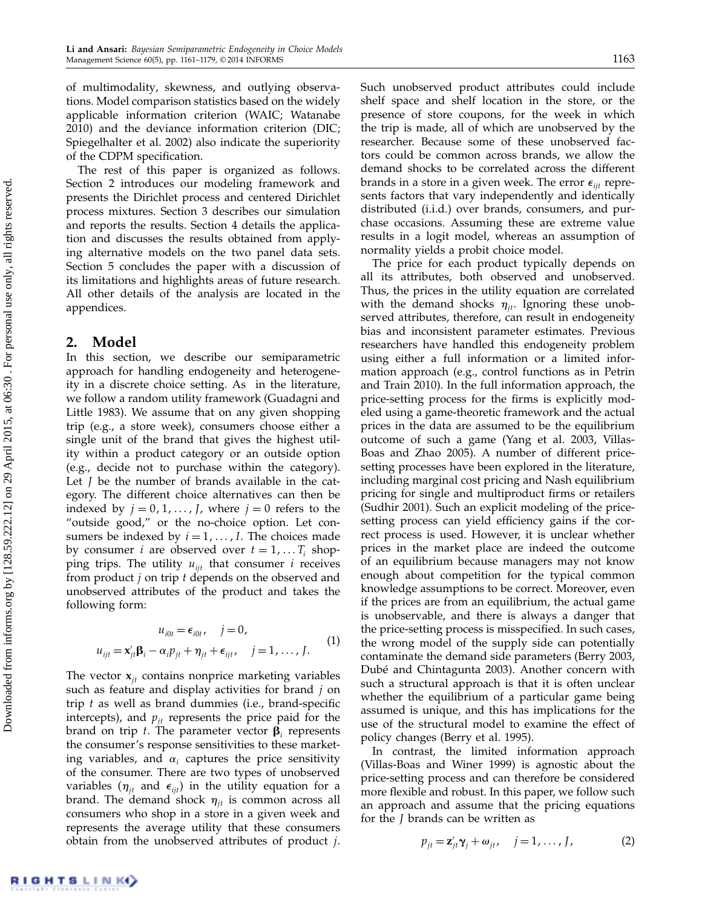of multimodality, skewness, and outlying observations. Model comparison statistics based on the widely applicable information criterion (WAIC; Watanabe 2010) and the deviance information criterion (DIC; Spiegelhalter et al. 2002) also indicate the superiority of the CDPM specification.

The rest of this paper is organized as follows. Section 2 introduces our modeling framework and presents the Dirichlet process and centered Dirichlet process mixtures. Section 3 describes our simulation and reports the results. Section 4 details the application and discusses the results obtained from applying alternative models on the two panel data sets. Section 5 concludes the paper with a discussion of its limitations and highlights areas of future research. All other details of the analysis are located in the appendices.

## 2. Model

In this section, we describe our semiparametric approach for handling endogeneity and heterogeneity in a discrete choice setting. As in the literature, we follow a random utility framework (Guadagni and Little 1983). We assume that on any given shopping trip (e.g., a store week), consumers choose either a single unit of the brand that gives the highest utility within a product category or an outside option (e.g., decide not to purchase within the category). Let $J$ be the number of brands available in the category. The different choice alternatives can then be indexed by $j = 0, 1, \ldots, J$, where $j = 0$ refers to the "outside good," or the no-choice option. Let consumers be indexed by $i = 1, \ldots, I$. The choices made by consumer $i$ are observed over $t = 1, \ldots T_i$ shopping trips. The utility $u_{ijt}$ that consumer $i$ receives from product $j$ on trip $t$ depends on the observed and unobserved attributes of the product and takes the following form:

$$
\begin{aligned}
u_{i0t} &= \epsilon_{i0t}, \quad j = 0, \\
u_{ijt} &= \mathbf{x}_{jt}'\boldsymbol{\beta}_i - \alpha_i p_{jt} + \eta_{jt} + \epsilon_{ijt}, \quad j = 1, \ldots, J.
\end{aligned}
\tag{1}
$$

The vector $\mathbf{x}_{jt}$ contains nonprice marketing variables such as feature and display activities for brand $j$ on trip $t$ as well as brand dummies (i.e., brand-specific intercepts), and $p_{jt}$ represents the price paid for the brand on trip $t$. The parameter vector $\boldsymbol{\beta}_i$ represents the consumer's response sensitivities to these marketing variables, and $\alpha_i$ captures the price sensitivity of the consumer. There are two types of unobserved variables ($\eta_{jt}$ and $\epsilon_{ijt}$) in the utility equation for a brand. The demand shock $\eta_{jt}$ is common across all consumers who shop in a store in a given week and represents the average utility that these consumers obtain from the unobserved attributes of product $j$. Such unobserved product attributes could include shelf space and shelf location in the store, or the presence of store coupons, for the week in which the trip is made, all of which are unobserved by the researcher. Because some of these unobserved factors could be common across brands, we allow the demand shocks to be correlated across the different brands in a store in a given week. The error $\epsilon_{ijt}$ represents factors that vary independently and identically distributed (i.i.d.) over brands, consumers, and purchase occasions. Assuming these are extreme value results in a logit model, whereas an assumption of normality yields a probit choice model.

The price for each product typically depends on all its attributes, both observed and unobserved. Thus, the prices in the utility equation are correlated with the demand shocks $\eta_{jt}$. Ignoring these unobserved attributes, therefore, can result in endogeneity bias and inconsistent parameter estimates. Previous researchers have handled this endogeneity problem using either a full information or a limited information approach (e.g., control functions as in Petrin and Train 2010). In the full information approach, the price-setting process for the firms is explicitly modeled using a game-theoretic framework and the actual prices in the data are assumed to be the equilibrium outcome of such a game (Yang et al. 2003, Villas-Boas and Zhao 2005). A number of different price-setting processes have been explored in the literature, including marginal cost pricing and Nash equilibrium pricing for single and multiproduct firms or retailers (Sudhir 2001). Such an explicit modeling of the price-setting process can yield efficiency gains if the correct process is used. However, it is unclear whether prices in the market place are indeed the outcome of an equilibrium because managers may not know enough about competition for the typical common knowledge assumptions to be correct. Moreover, even if the prices are from an equilibrium, the actual game is unobservable, and there is always a danger that the price-setting process is misspecified. In such cases, the wrong model of the supply side can potentially contaminate the demand side parameters (Berry 2003, Dubé and Chintagunta 2003). Another concern with such a structural approach is that it is often unclear whether the equilibrium of a particular game being assumed is unique, and this has implications for the use of the structural model to examine the effect of policy changes (Berry et al. 1995).

In contrast, the limited information approach (Villas-Boas and Winer 1999) is agnostic about the price-setting process and can therefore be considered more flexible and robust. In this paper, we follow such an approach and assume that the pricing equations for the $J$ brands can be written as

$$
p_{jt} = \mathbf{z}_{jt}'\boldsymbol{\gamma}_j + \omega_{jt}, \quad j = 1, \ldots, J, \tag{2}
$$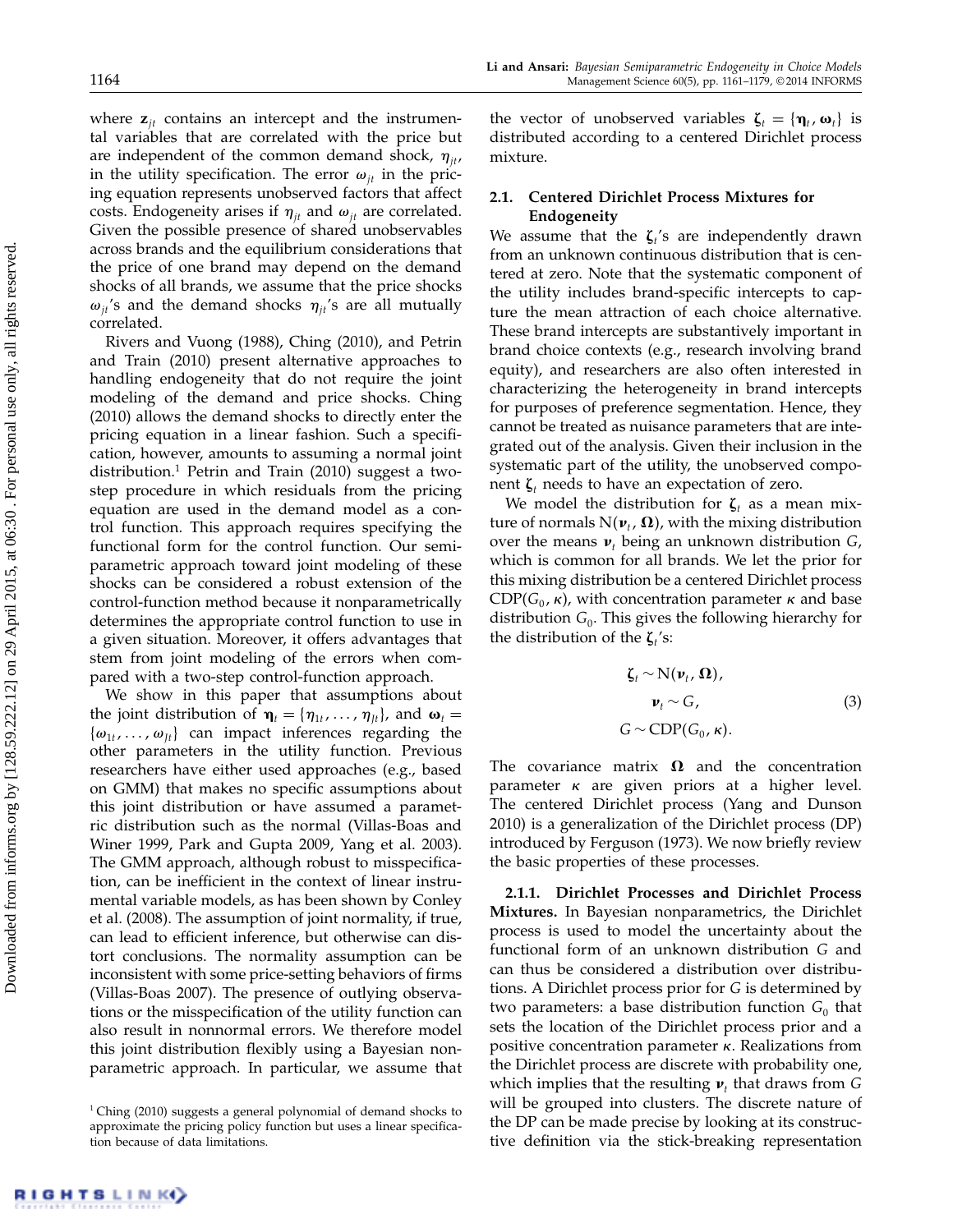where $\mathbf{z}_{jt}$ contains an intercept and the instrumental variables that are correlated with the price but are independent of the common demand shock, $\eta_{jt}$, in the utility specification. The error $\omega_{jt}$ in the pricing equation represents unobserved factors that affect costs. Endogeneity arises if $\eta_{jt}$ and $\omega_{jt}$ are correlated. Given the possible presence of shared unobservables across brands and the equilibrium considerations that the price of one brand may depend on the demand shocks of all brands, we assume that the price shocks $\omega_{jt}$'s and the demand shocks $\eta_{jt}$'s are all mutually correlated.

Rivers and Vuong (1988), Ching (2010), and Petrin and Train (2010) present alternative approaches to handling endogeneity that do not require the joint modeling of the demand and price shocks. Ching (2010) allows the demand shocks to directly enter the pricing equation in a linear fashion. Such a specification, however, amounts to assuming a normal joint distribution.[1] Petrin and Train (2010) suggest a two-step procedure in which residuals from the pricing equation are used in the demand model as a control function. This approach requires specifying the functional form for the control function. Our semiparametric approach toward joint modeling of these shocks can be considered a robust extension of the control-function method because it nonparametrically determines the appropriate control function to use in a given situation. Moreover, it offers advantages that stem from joint modeling of the errors when compared with a two-step control-function approach.

We show in this paper that assumptions about the joint distribution of $\boldsymbol{\eta}_t = \{\eta_{1t}, \ldots, \eta_{Jt}\}$, and $\boldsymbol{\omega}_t = \{\omega_{1t}, \ldots, \omega_{Jt}\}$ can impact inferences regarding the other parameters in the utility function. Previous researchers have either used approaches (e.g., based on GMM) that makes no specific assumptions about this joint distribution or have assumed a parametric distribution such as the normal (Villas-Boas and Winer 1999, Park and Gupta 2009, Yang et al. 2003). The GMM approach, although robust to misspecification, can be inefficient in the context of linear instrumental variable models, as has been shown by Conley et al. (2008). The assumption of joint normality, if true, can lead to efficient inference, but otherwise can distort conclusions. The normality assumption can be inconsistent with some price-setting behaviors of firms (Villas-Boas 2007). The presence of outlying observations or the misspecification of the utility function can also result in nonnormal errors. We therefore model this joint distribution flexibly using a Bayesian nonparametric approach. In particular, we assume that the vector of unobserved variables $\boldsymbol{\zeta}_t = \{\boldsymbol{\eta}_t, \boldsymbol{\omega}_t\}$ is distributed according to a centered Dirichlet process mixture.

[1] Ching (2010) suggests a general polynomial of demand shocks to approximate the pricing policy function but uses a linear specification because of data limitations.

### 2.1. Centered Dirichlet Process Mixtures for Endogeneity

We assume that the $\boldsymbol{\zeta}_t$'s are independently drawn from an unknown continuous distribution that is centered at zero. Note that the systematic component of the utility includes brand-specific intercepts to capture the mean attraction of each choice alternative. These brand intercepts are substantively important in brand choice contexts (e.g., research involving brand equity), and researchers are also often interested in characterizing the heterogeneity in brand intercepts for purposes of preference segmentation. Hence, they cannot be treated as nuisance parameters that are integrated out of the analysis. Given their inclusion in the systematic part of the utility, the unobserved component $\boldsymbol{\zeta}_t$ needs to have an expectation of zero.

We model the distribution for $\boldsymbol{\zeta}_t$ as a mean mixture of normals $\mathrm{N}(\boldsymbol{\nu}_t, \boldsymbol{\Omega})$, with the mixing distribution over the means $\boldsymbol{\nu}_t$ being an unknown distribution $G$, which is common for all brands. We let the prior for this mixing distribution be a centered Dirichlet process $\mathrm{CDP}(G_0, \kappa)$, with concentration parameter $\kappa$ and base distribution $G_0$. This gives the following hierarchy for the distribution of the $\boldsymbol{\zeta}_t$'s:

$$
\begin{aligned}
\boldsymbol{\zeta}_t &\sim \mathrm{N}(\boldsymbol{\nu}_t, \boldsymbol{\Omega}), \\
\boldsymbol{\nu}_t &\sim G, \\
G &\sim \mathrm{CDP}(G_0, \kappa).
\end{aligned} \tag{3}
$$

The covariance matrix $\boldsymbol{\Omega}$ and the concentration parameter $\kappa$ are given priors at a higher level. The centered Dirichlet process (Yang and Dunson 2010) is a generalization of the Dirichlet process (DP) introduced by Ferguson (1973). We now briefly review the basic properties of these processes.

**2.1.1. Dirichlet Processes and Dirichlet Process Mixtures.** In Bayesian nonparametrics, the Dirichlet process is used to model the uncertainty about the functional form of an unknown distribution $G$ and can thus be considered a distribution over distributions. A Dirichlet process prior for $G$ is determined by two parameters: a base distribution function $G_0$ that sets the location of the Dirichlet process prior and a positive concentration parameter $\kappa$. Realizations from the Dirichlet process are discrete with probability one, which implies that the resulting $\boldsymbol{\nu}_t$ that draws from $G$ will be grouped into clusters. The discrete nature of the DP can be made precise by looking at its constructive definition via the stick-breaking representation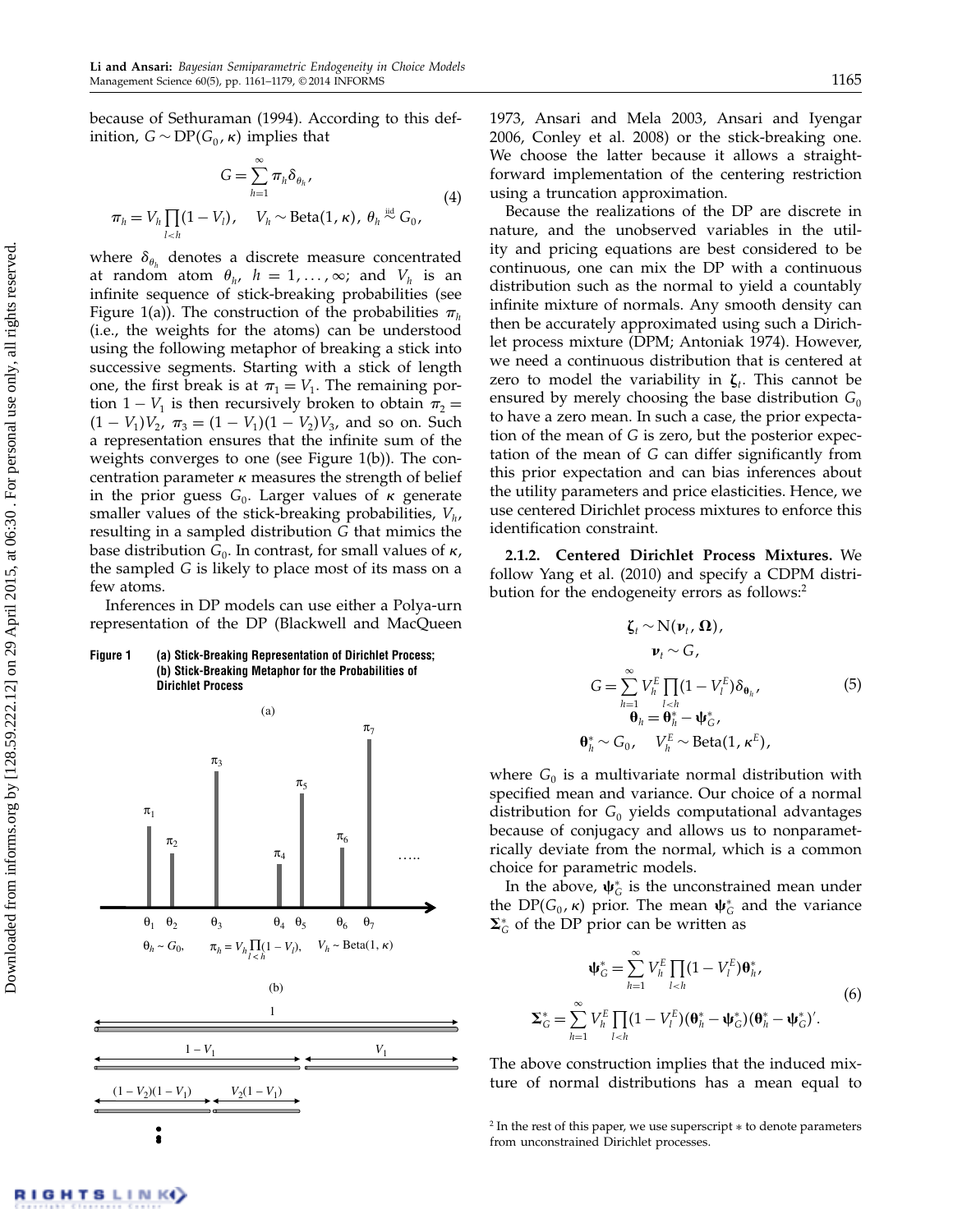because of Sethuraman (1994). According to this definition, $G \sim \text{DP}(G_0, \kappa)$ implies that

$$G = \sum_{h=1}^{\infty} \pi_h \delta_{\theta_h},$$
$$\pi_h = V_h \prod_{l<h} (1 - V_l), \quad V_h \sim \text{Beta}(1, \kappa), \; \theta_h \overset{\text{iid}}{\sim} G_0, \tag{4}$$

where $\delta_{\theta_h}$ denotes a discrete measure concentrated at random atom $\theta_h$, $h = 1, \ldots, \infty$; and $V_h$ is an infinite sequence of stick-breaking probabilities (see Figure 1(a)). The construction of the probabilities $\pi_h$ (i.e., the weights for the atoms) can be understood using the following metaphor of breaking a stick into successive segments. Starting with a stick of length one, the first break is at $\pi_1 = V_1$. The remaining portion $1 - V_1$ is then recursively broken to obtain $\pi_2 = (1 - V_1)V_2$, $\pi_3 = (1 - V_1)(1 - V_2)V_3$, and so on. Such a representation ensures that the infinite sum of the weights converges to one (see Figure 1(b)). The concentration parameter $\kappa$ measures the strength of belief in the prior guess $G_0$. Larger values of $\kappa$ generate smaller values of the stick-breaking probabilities, $V_h$, resulting in a sampled distribution $G$ that mimics the base distribution $G_0$. In contrast, for small values of $\kappa$, the sampled $G$ is likely to place most of its mass on a few atoms.

Inferences in DP models can use either a Polya-urn representation of the DP (Blackwell and MacQueen 1973, Ansari and Mela 2003, Ansari and Iyengar 2006, Conley et al. 2008) or the stick-breaking one. We choose the latter because it allows a straightforward implementation of the centering restriction using a truncation approximation.

**Figure 1** (a) Stick-Breaking Representation of Dirichlet Process; (b) Stick-Breaking Metaphor for the Probabilities of Dirichlet Process

Because the realizations of the DP are discrete in nature, and the unobserved variables in the utility and pricing equations are best considered to be continuous, one can mix the DP with a continuous distribution such as the normal to yield a countably infinite mixture of normals. Any smooth density can then be accurately approximated using such a Dirichlet process mixture (DPM; Antoniak 1974). However, we need a continuous distribution that is centered at zero to model the variability in $\boldsymbol{\zeta}_t$. This cannot be ensured by merely choosing the base distribution $G_0$ to have a zero mean. In such a case, the prior expectation of the mean of $G$ is zero, but the posterior expectation of the mean of $G$ can differ significantly from this prior expectation and can bias inferences about the utility parameters and price elasticities. Hence, we use centered Dirichlet process mixtures to enforce this identification constraint.

**2.1.2. Centered Dirichlet Process Mixtures.** We follow Yang et al. (2010) and specify a CDPM distribution for the endogeneity errors as follows:[2]

$$\begin{aligned}
\boldsymbol{\zeta}_t &\sim \text{N}(\boldsymbol{\nu}_t, \boldsymbol{\Omega}), \\
\boldsymbol{\nu}_t &\sim G, \\
G &= \sum_{h=1}^{\infty} V_h^E \prod_{l<h} (1 - V_l^E) \delta_{\boldsymbol{\theta}_h}, \\
\boldsymbol{\theta}_h &= \boldsymbol{\theta}_h^* - \boldsymbol{\psi}_G^*, \\
\boldsymbol{\theta}_h^* &\sim G_0, \quad V_h^E \sim \text{Beta}(1, \kappa^E),
\end{aligned} \tag{5}$$

where $G_0$ is a multivariate normal distribution with specified mean and variance. Our choice of a normal distribution for $G_0$ yields computational advantages because of conjugacy and allows us to nonparametrically deviate from the normal, which is a common choice for parametric models.

In the above, $\boldsymbol{\psi}_G^*$ is the unconstrained mean under the $\text{DP}(G_0, \kappa)$ prior. The mean $\boldsymbol{\psi}_G^*$ and the variance $\boldsymbol{\Sigma}_G^*$ of the DP prior can be written as

$$\begin{aligned}
\boldsymbol{\psi}_G^* &= \sum_{h=1}^{\infty} V_h^E \prod_{l<h} (1 - V_l^E) \boldsymbol{\theta}_h^*, \\
\boldsymbol{\Sigma}_G^* &= \sum_{h=1}^{\infty} V_h^E \prod_{l<h} (1 - V_l^E)(\boldsymbol{\theta}_h^* - \boldsymbol{\psi}_G^*)(\boldsymbol{\theta}_h^* - \boldsymbol{\psi}_G^*)'.
\end{aligned} \tag{6}$$

The above construction implies that the induced mixture of normal distributions has a mean equal to

[2] In the rest of this paper, we use superscript $*$ to denote parameters from unconstrained Dirichlet processes.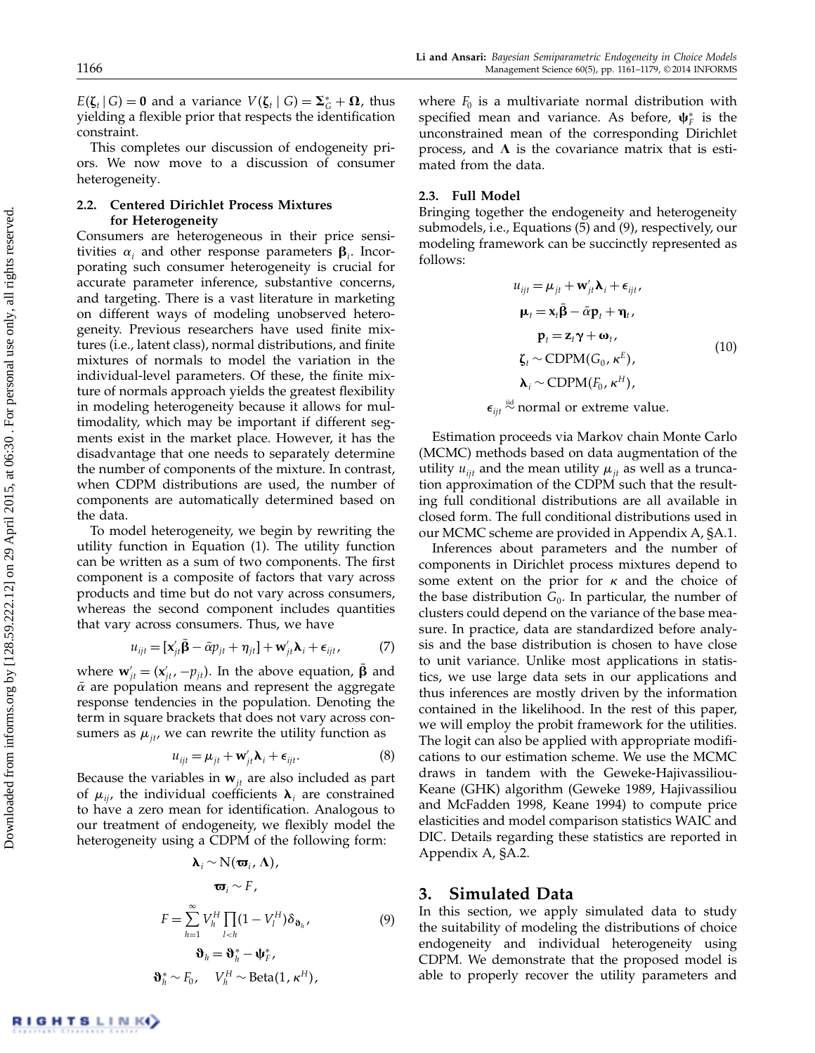$E(\boldsymbol{\zeta}_t \mid G) = \mathbf{0}$ and a variance $V(\boldsymbol{\zeta}_t \mid G) = \boldsymbol{\Sigma}_G^* + \boldsymbol{\Omega}$, thus yielding a flexible prior that respects the identification constraint.

This completes our discussion of endogeneity priors. We now move to a discussion of consumer heterogeneity.

### 2.2. Centered Dirichlet Process Mixtures for Heterogeneity

Consumers are heterogeneous in their price sensitivities $\alpha_i$ and other response parameters $\boldsymbol{\beta}_i$. Incorporating such consumer heterogeneity is crucial for accurate parameter inference, substantive concerns, and targeting. There is a vast literature in marketing on different ways of modeling unobserved heterogeneity. Previous researchers have used finite mixtures (i.e., latent class), normal distributions, and finite mixtures of normals to model the variation in the individual-level parameters. Of these, the finite mixture of normals approach yields the greatest flexibility in modeling heterogeneity because it allows for multimodality, which may be important if different segments exist in the market place. However, it has the disadvantage that one needs to separately determine the number of components of the mixture. In contrast, when CDPM distributions are used, the number of components are automatically determined based on the data.

To model heterogeneity, we begin by rewriting the utility function in Equation (1). The utility function can be written as a sum of two components. The first component is a composite of factors that vary across products and time but do not vary across consumers, whereas the second component includes quantities that vary across consumers. Thus, we have

$$u_{ijt} = [\mathbf{x}'_{jt}\bar{\boldsymbol{\beta}} - \bar{\alpha}p_{jt} + \eta_{jt}] + \mathbf{w}'_{jt}\boldsymbol{\lambda}_i + \epsilon_{ijt}, \tag{7}$$

where $\mathbf{w}'_{jt} = (\mathbf{x}'_{jt}, -p_{jt})$. In the above equation, $\bar{\boldsymbol{\beta}}$ and $\bar{\alpha}$ are population means and represent the aggregate response tendencies in the population. Denoting the term in square brackets that does not vary across consumers as $\mu_{jt}$, we can rewrite the utility function as

$$u_{ijt} = \mu_{jt} + \mathbf{w}'_{jt}\boldsymbol{\lambda}_i + \epsilon_{ijt}. \tag{8}$$

Because the variables in $\mathbf{w}_{jt}$ are also included as part of $\mu_{ij}$, the individual coefficients $\boldsymbol{\lambda}_i$ are constrained to have a zero mean for identification. Analogous to our treatment of endogeneity, we flexibly model the heterogeneity using a CDPM of the following form:

$$\begin{gathered}
\boldsymbol{\lambda}_i \sim \mathrm{N}(\boldsymbol{\varpi}_i, \boldsymbol{\Lambda}),\\
\boldsymbol{\varpi}_i \sim F,\\
F = \sum_{h=1}^{\infty} V_h^H \prod_{l<h}(1 - V_l^H)\delta_{\boldsymbol{\vartheta}_h},\\
\boldsymbol{\vartheta}_h = \boldsymbol{\vartheta}_h^* - \boldsymbol{\psi}_F^*,\\
\boldsymbol{\vartheta}_h^* \sim F_0, \quad V_h^H \sim \mathrm{Beta}(1, \kappa^H),
\end{gathered} \tag{9}$$

where $F_0$ is a multivariate normal distribution with specified mean and variance. As before, $\boldsymbol{\psi}_F^*$ is the unconstrained mean of the corresponding Dirichlet process, and $\boldsymbol{\Lambda}$ is the covariance matrix that is estimated from the data.

### 2.3. Full Model

Bringing together the endogeneity and heterogeneity submodels, i.e., Equations (5) and (9), respectively, our modeling framework can be succinctly represented as follows:

$$\begin{gathered}
u_{ijt} = \mu_{jt} + \mathbf{w}'_{jt}\boldsymbol{\lambda}_i + \epsilon_{ijt},\\
\boldsymbol{\mu}_t = \mathbf{x}_t\bar{\boldsymbol{\beta}} - \bar{\alpha}\mathbf{p}_t + \boldsymbol{\eta}_t,\\
\mathbf{p}_t = \mathbf{z}_t\boldsymbol{\gamma} + \boldsymbol{\omega}_t,\\
\boldsymbol{\zeta}_t \sim \mathrm{CDPM}(G_0, \kappa^E),\\
\boldsymbol{\lambda}_i \sim \mathrm{CDPM}(F_0, \kappa^H),\\
\epsilon_{ijt} \overset{\text{iid}}{\sim} \text{normal or extreme value.}
\end{gathered} \tag{10}$$

Estimation proceeds via Markov chain Monte Carlo (MCMC) methods based on data augmentation of the utility $u_{ijt}$ and the mean utility $\mu_{jt}$ as well as a truncation approximation of the CDPM such that the resulting full conditional distributions are all available in closed form. The full conditional distributions used in our MCMC scheme are provided in Appendix A, §A.1.

Inferences about parameters and the number of components in Dirichlet process mixtures depend to some extent on the prior for $\kappa$ and the choice of the base distribution $G_0$. In particular, the number of clusters could depend on the variance of the base measure. In practice, data are standardized before analysis and the base distribution is chosen to have close to unit variance. Unlike most applications in statistics, we use large data sets in our applications and thus inferences are mostly driven by the information contained in the likelihood. In the rest of this paper, we will employ the probit framework for the utilities. The logit can also be applied with appropriate modifications to our estimation scheme. We use the MCMC draws in tandem with the Geweke-Hajivassiliou-Keane (GHK) algorithm (Geweke 1989, Hajivassiliou and McFadden 1998, Keane 1994) to compute price elasticities and model comparison statistics WAIC and DIC. Details regarding these statistics are reported in Appendix A, §A.2.

## 3. Simulated Data

In this section, we apply simulated data to study the suitability of modeling the distributions of choice endogeneity and individual heterogeneity using CDPM. We demonstrate that the proposed model is able to properly recover the utility parameters and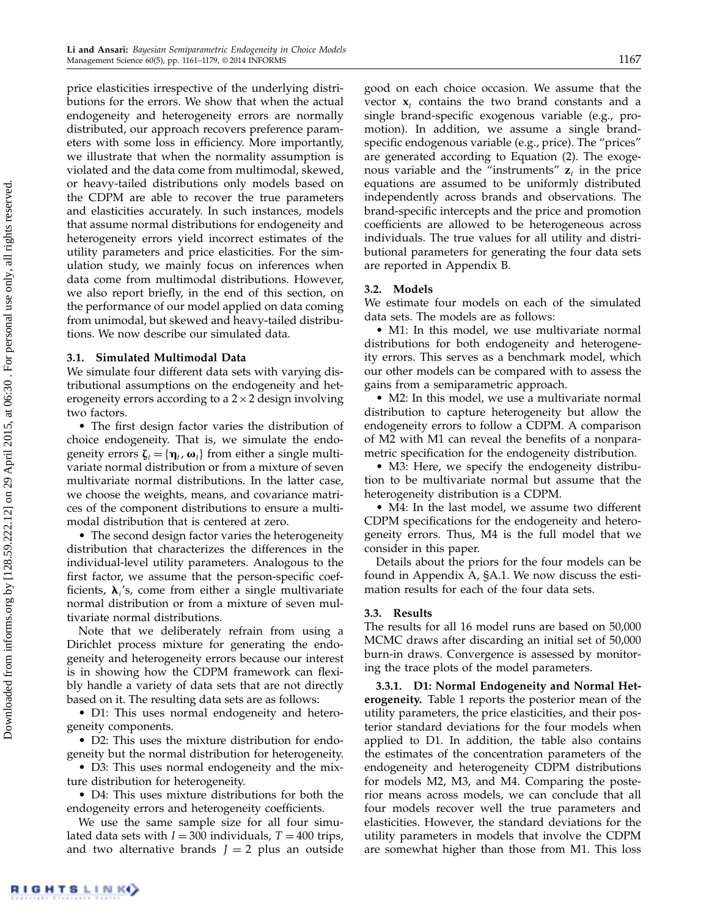price elasticities irrespective of the underlying distributions for the errors. We show that when the actual endogeneity and heterogeneity errors are normally distributed, our approach recovers preference parameters with some loss in efficiency. More importantly, we illustrate that when the normality assumption is violated and the data come from multimodal, skewed, or heavy-tailed distributions only models based on the CDPM are able to recover the true parameters and elasticities accurately. In such instances, models that assume normal distributions for endogeneity and heterogeneity errors yield incorrect estimates of the utility parameters and price elasticities. For the simulation study, we mainly focus on inferences when data come from multimodal distributions. However, we also report briefly, in the end of this section, on the performance of our model applied on data coming from unimodal, but skewed and heavy-tailed distributions. We now describe our simulated data.

### 3.1. Simulated Multimodal Data

We simulate four different data sets with varying distributional assumptions on the endogeneity and heterogeneity errors according to a $2 \times 2$ design involving two factors.

- The first design factor varies the distribution of choice endogeneity. That is, we simulate the endogeneity errors $\boldsymbol{\zeta}_t = \{\boldsymbol{\eta}_t, \boldsymbol{\omega}_t\}$ from either a single multivariate normal distribution or from a mixture of seven multivariate normal distributions. In the latter case, we choose the weights, means, and covariance matrices of the component distributions to ensure a multimodal distribution that is centered at zero.
- The second design factor varies the heterogeneity distribution that characterizes the differences in the individual-level utility parameters. Analogous to the first factor, we assume that the person-specific coefficients, $\boldsymbol{\lambda}_i$'s, come from either a single multivariate normal distribution or from a mixture of seven multivariate normal distributions.

Note that we deliberately refrain from using a Dirichlet process mixture for generating the endogeneity and heterogeneity errors because our interest is in showing how the CDPM framework can flexibly handle a variety of data sets that are not directly based on it. The resulting data sets are as follows:

- D1: This uses normal endogeneity and heterogeneity components.
- D2: This uses the mixture distribution for endogeneity but the normal distribution for heterogeneity.
- D3: This uses normal endogeneity and the mixture distribution for heterogeneity.
- D4: This uses mixture distributions for both the endogeneity errors and heterogeneity coefficients.

We use the same sample size for all four simulated data sets with $I = 300$ individuals, $T = 400$ trips, and two alternative brands $J = 2$ plus an outside good on each choice occasion. We assume that the vector $\mathbf{x}_t$ contains the two brand constants and a single brand-specific exogenous variable (e.g., promotion). In addition, we assume a single brand-specific endogenous variable (e.g., price). The "prices" are generated according to Equation (2). The exogenous variable and the "instruments" $\mathbf{z}_t$ in the price equations are assumed to be uniformly distributed independently across brands and observations. The brand-specific intercepts and the price and promotion coefficients are allowed to be heterogeneous across individuals. The true values for all utility and distributional parameters for generating the four data sets are reported in Appendix B.

### 3.2. Models

We estimate four models on each of the simulated data sets. The models are as follows:

- M1: In this model, we use multivariate normal distributions for both endogeneity and heterogeneity errors. This serves as a benchmark model, which our other models can be compared with to assess the gains from a semiparametric approach.
- M2: In this model, we use a multivariate normal distribution to capture heterogeneity but allow the endogeneity errors to follow a CDPM. A comparison of M2 with M1 can reveal the benefits of a nonparametric specification for the endogeneity distribution.
- M3: Here, we specify the endogeneity distribution to be multivariate normal but assume that the heterogeneity distribution is a CDPM.
- M4: In the last model, we assume two different CDPM specifications for the endogeneity and heterogeneity errors. Thus, M4 is the full model that we consider in this paper.

Details about the priors for the four models can be found in Appendix A, §A.1. We now discuss the estimation results for each of the four data sets.

### 3.3. Results

The results for all 16 model runs are based on 50,000 MCMC draws after discarding an initial set of 50,000 burn-in draws. Convergence is assessed by monitoring the trace plots of the model parameters.

**3.3.1. D1: Normal Endogeneity and Normal Heterogeneity.** Table 1 reports the posterior mean of the utility parameters, the price elasticities, and their posterior standard deviations for the four models when applied to D1. In addition, the table also contains the estimates of the concentration parameters of the endogeneity and heterogeneity CDPM distributions for models M2, M3, and M4. Comparing the posterior means across models, we can conclude that all four models recover well the true parameters and elasticities. However, the standard deviations for the utility parameters in models that involve the CDPM are somewhat higher than those from M1. This loss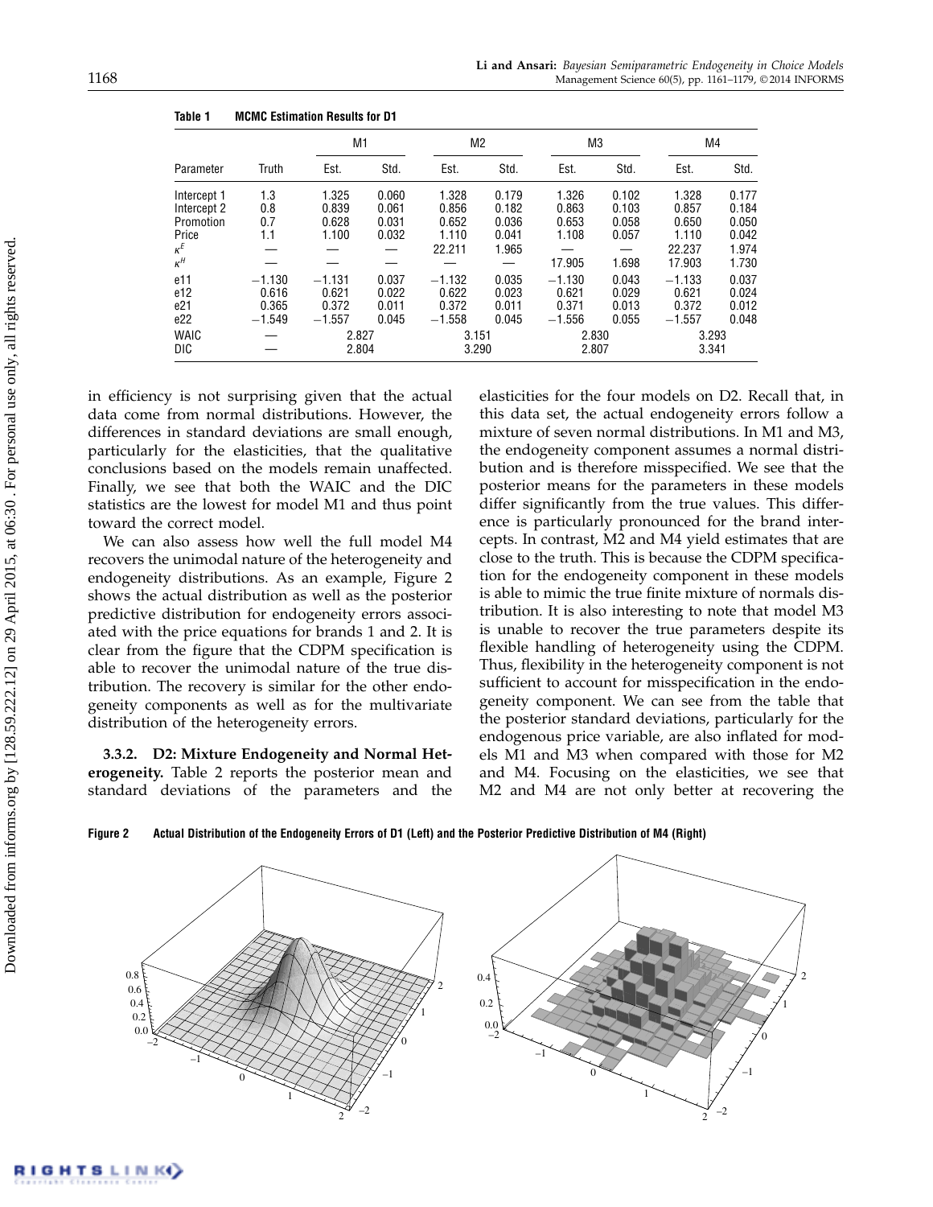**Table 1 MCMC Estimation Results for D1**

| Parameter | Truth | M1 | | M2 | | M3 | | M4 | |
|---|---|---|---|---|---|---|---|---|---|
| | | Est. | Std. | Est. | Std. | Est. | Std. | Est. | Std. |
| Intercept 1 | 1.3 | 1.325 | 0.060 | 1.328 | 0.179 | 1.326 | 0.102 | 1.328 | 0.177 |
| Intercept 2 | 0.8 | 0.839 | 0.061 | 0.856 | 0.182 | 0.863 | 0.103 | 0.857 | 0.184 |
| Promotion | 0.7 | 0.628 | 0.031 | 0.652 | 0.036 | 0.653 | 0.058 | 0.650 | 0.050 |
| Price | 1.1 | 1.100 | 0.032 | 1.110 | 0.041 | 1.108 | 0.057 | 1.110 | 0.042 |
| $\kappa^E$ | — | — | — | 22.211 | 1.965 | — | — | 22.237 | 1.974 |
| $\kappa^H$ | — | — | — | — | — | 17.905 | 1.698 | 17.903 | 1.730 |
| e11 | −1.130 | −1.131 | 0.037 | −1.132 | 0.035 | −1.130 | 0.043 | −1.133 | 0.037 |
| e12 | 0.616 | 0.621 | 0.022 | 0.622 | 0.023 | 0.621 | 0.029 | 0.621 | 0.024 |
| e21 | 0.365 | 0.372 | 0.011 | 0.372 | 0.011 | 0.371 | 0.013 | 0.372 | 0.012 |
| e22 | −1.549 | −1.557 | 0.045 | −1.558 | 0.045 | −1.556 | 0.055 | −1.557 | 0.048 |
| WAIC | — | 2.827 | | 3.151 | | 2.830 | | 3.293 | |
| DIC | — | 2.804 | | 3.290 | | 2.807 | | 3.341 | |

in efficiency is not surprising given that the actual data come from normal distributions. However, the differences in standard deviations are small enough, particularly for the elasticities, that the qualitative conclusions based on the models remain unaffected. Finally, we see that both the WAIC and the DIC statistics are the lowest for model M1 and thus point toward the correct model.

We can also assess how well the full model M4 recovers the unimodal nature of the heterogeneity and endogeneity distributions. As an example, Figure 2 shows the actual distribution as well as the posterior predictive distribution for endogeneity errors associated with the price equations for brands 1 and 2. It is clear from the figure that the CDPM specification is able to recover the unimodal nature of the true distribution. The recovery is similar for the other endogeneity components as well as for the multivariate distribution of the heterogeneity errors.

**3.3.2. D2: Mixture Endogeneity and Normal Heterogeneity.** Table 2 reports the posterior mean and standard deviations of the parameters and the elasticities for the four models on D2. Recall that, in this data set, the actual endogeneity errors follow a mixture of seven normal distributions. In M1 and M3, the endogeneity component assumes a normal distribution and is therefore misspecified. We see that the posterior means for the parameters in these models differ significantly from the true values. This difference is particularly pronounced for the brand intercepts. In contrast, M2 and M4 yield estimates that are close to the truth. This is because the CDPM specification for the endogeneity component in these models is able to mimic the true finite mixture of normals distribution. It is also interesting to note that model M3 is unable to recover the true parameters despite its flexible handling of heterogeneity using the CDPM. Thus, flexibility in the heterogeneity component is not sufficient to account for misspecification in the endogeneity component. We can see from the table that the posterior standard deviations, particularly for the endogenous price variable, are also inflated for models M1 and M3 when compared with those for M2 and M4. Focusing on the elasticities, we see that M2 and M4 are not only better at recovering the

**Figure 2 Actual Distribution of the Endogeneity Errors of D1 (Left) and the Posterior Predictive Distribution of M4 (Right)**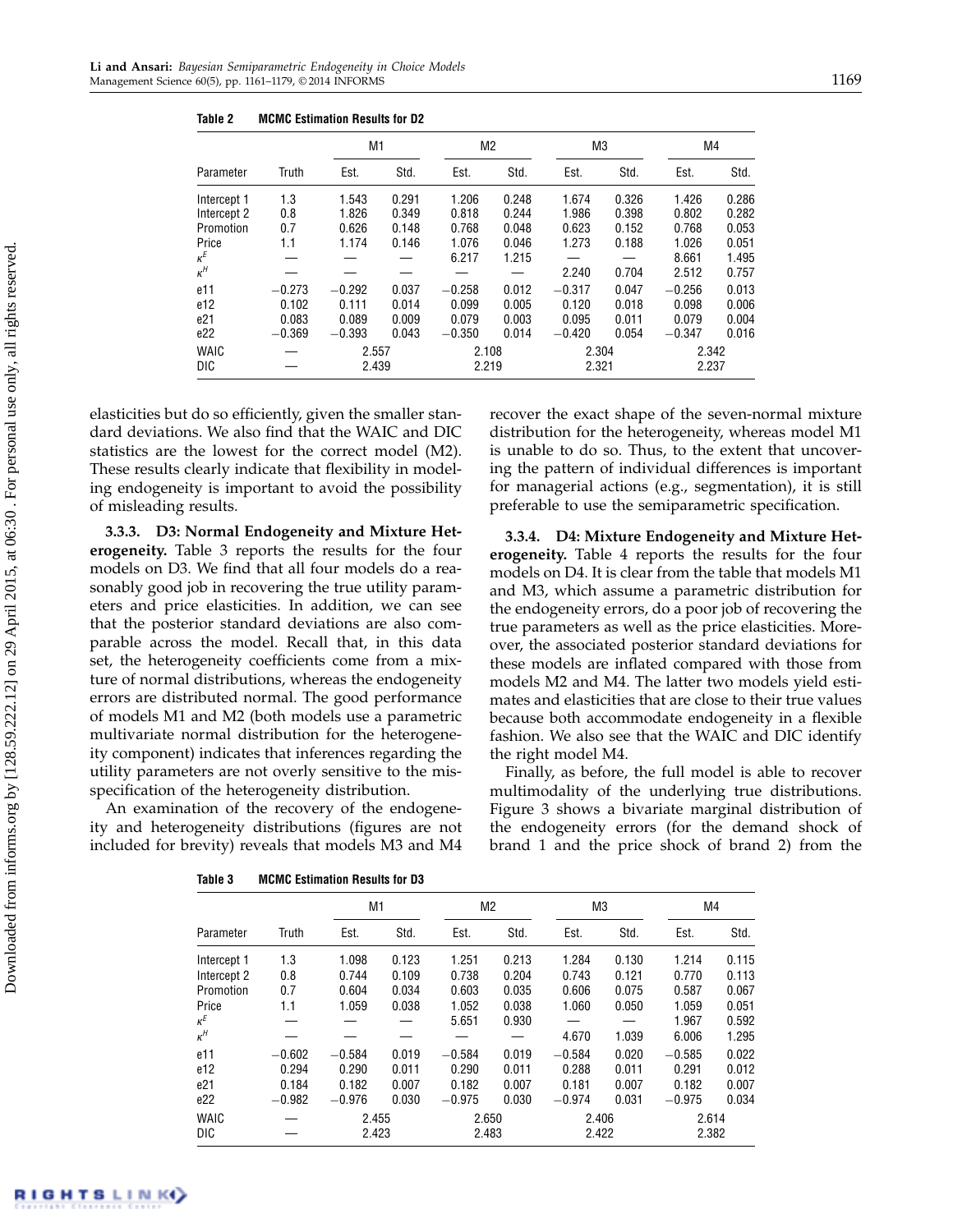Table 2 MCMC Estimation Results for D2

| Parameter | Truth | M1 | | M2 | | M3 | | M4 | |
|---|---|---|---|---|---|---|---|---|---|
| | | Est. | Std. | Est. | Std. | Est. | Std. | Est. | Std. |
| Intercept 1 | 1.3 | 1.543 | 0.291 | 1.206 | 0.248 | 1.674 | 0.326 | 1.426 | 0.286 |
| Intercept 2 | 0.8 | 1.826 | 0.349 | 0.818 | 0.244 | 1.986 | 0.398 | 0.802 | 0.282 |
| Promotion | 0.7 | 0.626 | 0.148 | 0.768 | 0.048 | 0.623 | 0.152 | 0.768 | 0.053 |
| Price | 1.1 | 1.174 | 0.146 | 1.076 | 0.046 | 1.273 | 0.188 | 1.026 | 0.051 |
| $\kappa^E$ | — | — | — | 6.217 | 1.215 | — | — | 8.661 | 1.495 |
| $\kappa^H$ | — | — | — | — | — | 2.240 | 0.704 | 2.512 | 0.757 |
| e11 | −0.273 | −0.292 | 0.037 | −0.258 | 0.012 | −0.317 | 0.047 | −0.256 | 0.013 |
| e12 | 0.102 | 0.111 | 0.014 | 0.099 | 0.005 | 0.120 | 0.018 | 0.098 | 0.006 |
| e21 | 0.083 | 0.089 | 0.009 | 0.079 | 0.003 | 0.095 | 0.011 | 0.079 | 0.004 |
| e22 | −0.369 | −0.393 | 0.043 | −0.350 | 0.014 | −0.420 | 0.054 | −0.347 | 0.016 |
| WAIC | — | 2.557 | | 2.108 | | 2.304 | | 2.342 | |
| DIC | — | 2.439 | | 2.219 | | 2.321 | | 2.237 | |

elasticities but do so efficiently, given the smaller standard deviations. We also find that the WAIC and DIC statistics are the lowest for the correct model (M2). These results clearly indicate that flexibility in modeling endogeneity is important to avoid the possibility of misleading results.

**3.3.3. D3: Normal Endogeneity and Mixture Heterogeneity.** Table 3 reports the results for the four models on D3. We find that all four models do a reasonably good job in recovering the true utility parameters and price elasticities. In addition, we can see that the posterior standard deviations are also comparable across the model. Recall that, in this data set, the heterogeneity coefficients come from a mixture of normal distributions, whereas the endogeneity errors are distributed normal. The good performance of models M1 and M2 (both models use a parametric multivariate normal distribution for the heterogeneity component) indicates that inferences regarding the utility parameters are not overly sensitive to the misspecification of the heterogeneity distribution.

An examination of the recovery of the endogeneity and heterogeneity distributions (figures are not included for brevity) reveals that models M3 and M4 recover the exact shape of the seven-normal mixture distribution for the heterogeneity, whereas model M1 is unable to do so. Thus, to the extent that uncovering the pattern of individual differences is important for managerial actions (e.g., segmentation), it is still preferable to use the semiparametric specification.

**3.3.4. D4: Mixture Endogeneity and Mixture Heterogeneity.** Table 4 reports the results for the four models on D4. It is clear from the table that models M1 and M3, which assume a parametric distribution for the endogeneity errors, do a poor job of recovering the true parameters as well as the price elasticities. Moreover, the associated posterior standard deviations for these models are inflated compared with those from models M2 and M4. The latter two models yield estimates and elasticities that are close to their true values because both accommodate endogeneity in a flexible fashion. We also see that the WAIC and DIC identify the right model M4.

Finally, as before, the full model is able to recover multimodality of the underlying true distributions. Figure 3 shows a bivariate marginal distribution of the endogeneity errors (for the demand shock of brand 1 and the price shock of brand 2) from the

Table 3 MCMC Estimation Results for D3

| Parameter | Truth | M1 | | M2 | | M3 | | M4 | |
|---|---|---|---|---|---|---|---|---|---|
| | | Est. | Std. | Est. | Std. | Est. | Std. | Est. | Std. |
| Intercept 1 | 1.3 | 1.098 | 0.123 | 1.251 | 0.213 | 1.284 | 0.130 | 1.214 | 0.115 |
| Intercept 2 | 0.8 | 0.744 | 0.109 | 0.738 | 0.204 | 0.743 | 0.121 | 0.770 | 0.113 |
| Promotion | 0.7 | 0.604 | 0.034 | 0.603 | 0.035 | 0.606 | 0.075 | 0.587 | 0.067 |
| Price | 1.1 | 1.059 | 0.038 | 1.052 | 0.038 | 1.060 | 0.050 | 1.059 | 0.051 |
| $\kappa^E$ | — | — | — | 5.651 | 0.930 | — | — | 1.967 | 0.592 |
| $\kappa^H$ | — | — | — | — | — | 4.670 | 1.039 | 6.006 | 1.295 |
| e11 | −0.602 | −0.584 | 0.019 | −0.584 | 0.019 | −0.584 | 0.020 | −0.585 | 0.022 |
| e12 | 0.294 | 0.290 | 0.011 | 0.290 | 0.011 | 0.288 | 0.011 | 0.291 | 0.012 |
| e21 | 0.184 | 0.182 | 0.007 | 0.182 | 0.007 | 0.181 | 0.007 | 0.182 | 0.007 |
| e22 | −0.982 | −0.976 | 0.030 | −0.975 | 0.030 | −0.974 | 0.031 | −0.975 | 0.034 |
| WAIC | — | 2.455 | | 2.650 | | 2.406 | | 2.614 | |
| DIC | — | 2.423 | | 2.483 | | 2.422 | | 2.382 | |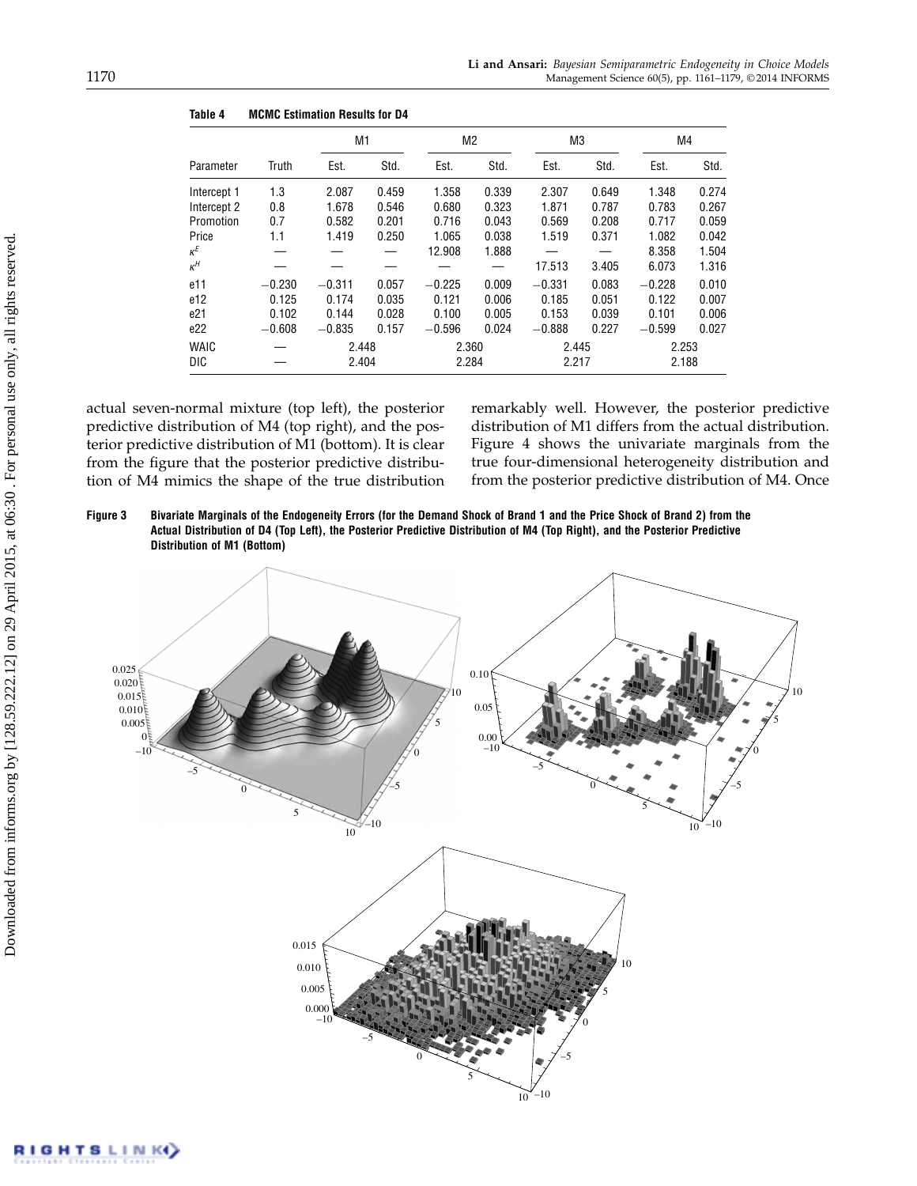**Table 4 MCMC Estimation Results for D4**

| Parameter | Truth | M1 | | M2 | | M3 | | M4 | |
|---|---|---|---|---|---|---|---|---|---|
| | | Est. | Std. | Est. | Std. | Est. | Std. | Est. | Std. |
| Intercept 1 | 1.3 | 2.087 | 0.459 | 1.358 | 0.339 | 2.307 | 0.649 | 1.348 | 0.274 |
| Intercept 2 | 0.8 | 1.678 | 0.546 | 0.680 | 0.323 | 1.871 | 0.787 | 0.783 | 0.267 |
| Promotion | 0.7 | 0.582 | 0.201 | 0.716 | 0.043 | 0.569 | 0.208 | 0.717 | 0.059 |
| Price | 1.1 | 1.419 | 0.250 | 1.065 | 0.038 | 1.519 | 0.371 | 1.082 | 0.042 |
| $\kappa^E$ | — | — | — | 12.908 | 1.888 | — | — | 8.358 | 1.504 |
| $\kappa^H$ | — | — | — | — | — | 17.513 | 3.405 | 6.073 | 1.316 |
| e11 | −0.230 | −0.311 | 0.057 | −0.225 | 0.009 | −0.331 | 0.083 | −0.228 | 0.010 |
| e12 | 0.125 | 0.174 | 0.035 | 0.121 | 0.006 | 0.185 | 0.051 | 0.122 | 0.007 |
| e21 | 0.102 | 0.144 | 0.028 | 0.100 | 0.005 | 0.153 | 0.039 | 0.101 | 0.006 |
| e22 | −0.608 | −0.835 | 0.157 | −0.596 | 0.024 | −0.888 | 0.227 | −0.599 | 0.027 |
| WAIC | — | 2.448 | | 2.360 | | 2.445 | | 2.253 | |
| DIC | — | 2.404 | | 2.284 | | 2.217 | | 2.188 | |

actual seven-normal mixture (top left), the posterior predictive distribution of M4 (top right), and the posterior predictive distribution of M1 (bottom). It is clear from the figure that the posterior predictive distribution of M4 mimics the shape of the true distribution remarkably well. However, the posterior predictive distribution of M1 differs from the actual distribution. Figure 4 shows the univariate marginals from the true four-dimensional heterogeneity distribution and from the posterior predictive distribution of M4. Once

**Figure 3** Bivariate Marginals of the Endogeneity Errors (for the Demand Shock of Brand 1 and the Price Shock of Brand 2) from the Actual Distribution of D4 (Top Left), the Posterior Predictive Distribution of M4 (Top Right), and the Posterior Predictive Distribution of M1 (Bottom)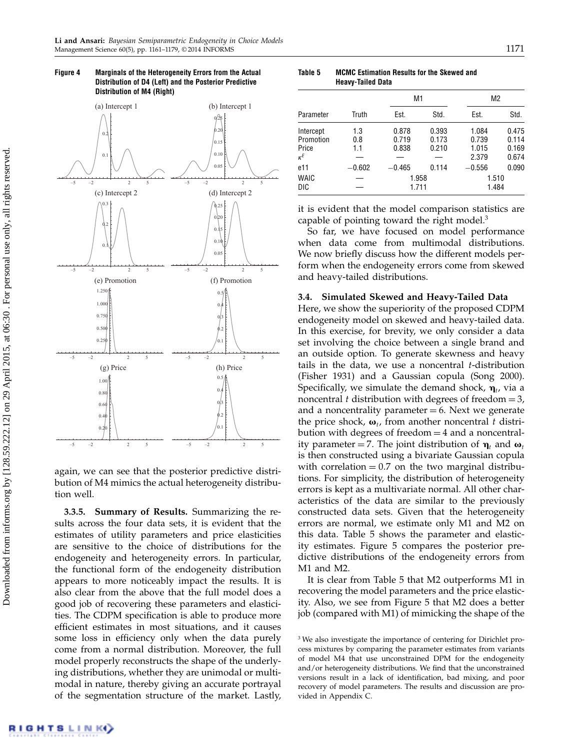**Figure 4 Marginals of the Heterogeneity Errors from the Actual Distribution of D4 (Left) and the Posterior Predictive Distribution of M4 (Right)**

again, we can see that the posterior predictive distribution of M4 mimics the actual heterogeneity distribution well.

**3.3.5. Summary of Results.** Summarizing the results across the four data sets, it is evident that the estimates of utility parameters and price elasticities are sensitive to the choice of distributions for the endogeneity and heterogeneity errors. In particular, the functional form of the endogeneity distribution appears to more noticeably impact the results. It is also clear from the above that the full model does a good job of recovering these parameters and elasticities. The CDPM specification is able to produce more efficient estimates in most situations, and it causes some loss in efficiency only when the data purely come from a normal distribution. Moreover, the full model properly reconstructs the shape of the underlying distributions, whether they are unimodal or multimodal in nature, thereby giving an accurate portrayal of the segmentation structure of the market. Lastly, it is evident that the model comparison statistics are capable of pointing toward the right model.[3]

**Table 5 MCMC Estimation Results for the Skewed and Heavy-Tailed Data**

| | | M1 | | M2 | |
|---|---|---|---|---|---|
| Parameter | Truth | Est. | Std. | Est. | Std. |
| Intercept | 1.3 | 0.878 | 0.393 | 1.084 | 0.475 |
| Promotion | 0.8 | 0.719 | 0.173 | 0.739 | 0.114 |
| Price | 1.1 | 0.838 | 0.210 | 1.015 | 0.169 |
| $\kappa^E$ | — | — | — | 2.379 | 0.674 |
| e11 | −0.602 | −0.465 | 0.114 | −0.556 | 0.090 |
| WAIC | — | 1.958 | | 1.510 | |
| DIC | — | 1.711 | | 1.484 | |

So far, we have focused on model performance when data come from multimodal distributions. We now briefly discuss how the different models perform when the endogeneity errors come from skewed and heavy-tailed distributions.

### 3.4. Simulated Skewed and Heavy-Tailed Data

Here, we show the superiority of the proposed CDPM endogeneity model on skewed and heavy-tailed data. In this exercise, for brevity, we only consider a data set involving the choice between a single brand and an outside option. To generate skewness and heavy tails in the data, we use a noncentral $t$-distribution (Fisher 1931) and a Gaussian copula (Song 2000). Specifically, we simulate the demand shock, $\boldsymbol{\eta}_t$, via a noncentral $t$ distribution with degrees of freedom $= 3$, and a noncentrality parameter $= 6$. Next we generate the price shock, $\boldsymbol{\omega}_t$, from another noncentral $t$ distribution with degrees of freedom $= 4$ and a noncentrality parameter $= 7$. The joint distribution of $\boldsymbol{\eta}_t$ and $\boldsymbol{\omega}_t$ is then constructed using a bivariate Gaussian copula with correlation $= 0.7$ on the two marginal distributions. For simplicity, the distribution of heterogeneity errors is kept as a multivariate normal. All other characteristics of the data are similar to the previously constructed data sets. Given that the heterogeneity errors are normal, we estimate only M1 and M2 on this data. Table 5 shows the parameter and elasticity estimates. Figure 5 compares the posterior predictive distributions of the endogeneity errors from M1 and M2.

It is clear from Table 5 that M2 outperforms M1 in recovering the model parameters and the price elasticity. Also, we see from Figure 5 that M2 does a better job (compared with M1) of mimicking the shape of the

[3] We also investigate the importance of centering for Dirichlet process mixtures by comparing the parameter estimates from variants of model M4 that use unconstrained DPM for the endogeneity and/or heterogeneity distributions. We find that the unconstrained versions result in a lack of identification, bad mixing, and poor recovery of model parameters. The results and discussion are provided in Appendix C.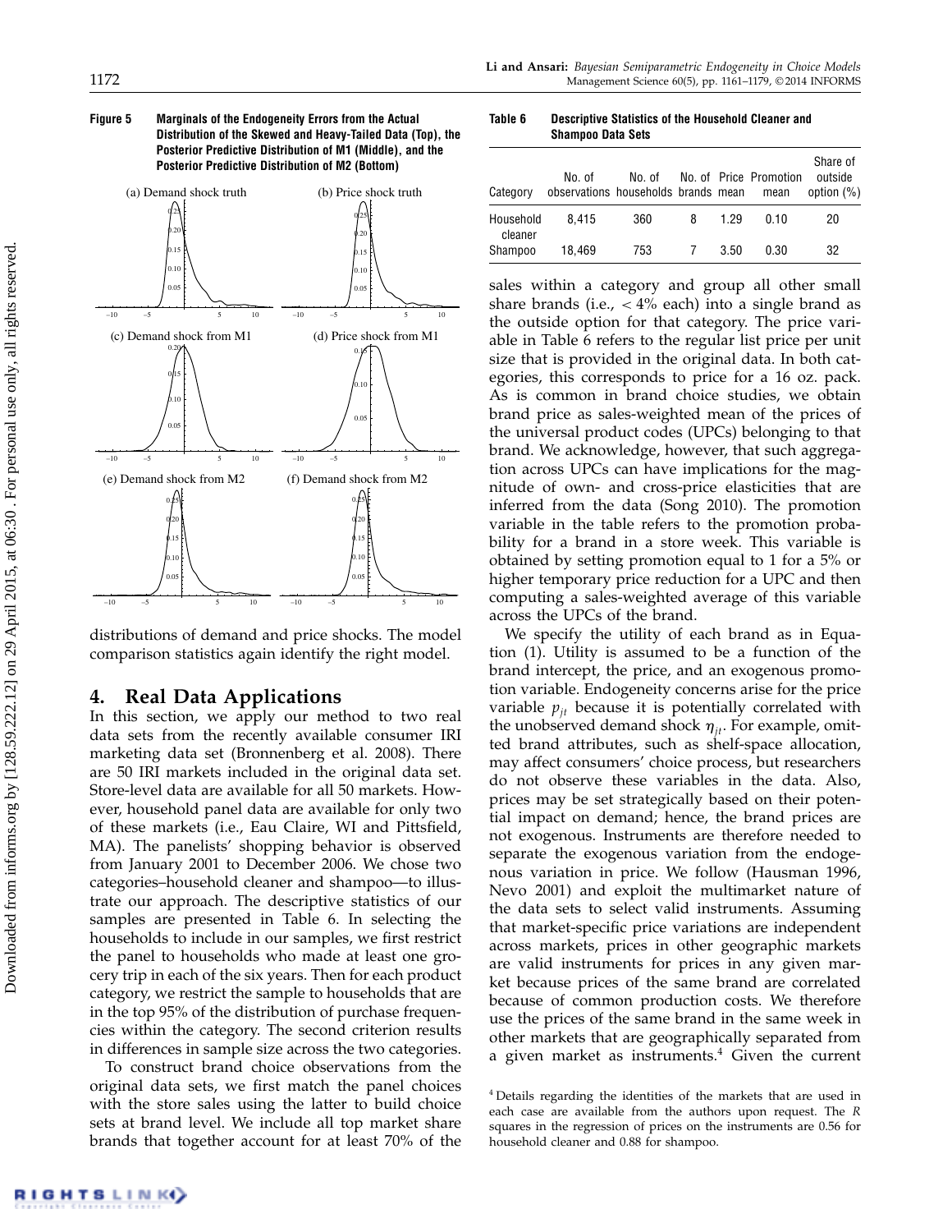**Figure 5** Marginals of the Endogeneity Errors from the Actual Distribution of the Skewed and Heavy-Tailed Data (Top), the Posterior Predictive Distribution of M1 (Middle), and the Posterior Predictive Distribution of M2 (Bottom)

distributions of demand and price shocks. The model comparison statistics again identify the right model.

# 4. Real Data Applications

In this section, we apply our method to two real data sets from the recently available consumer IRI marketing data set (Bronnenberg et al. 2008). There are 50 IRI markets included in the original data set. Store-level data are available for all 50 markets. However, household panel data are available for only two of these markets (i.e., Eau Claire, WI and Pittsfield, MA). The panelists' shopping behavior is observed from January 2001 to December 2006. We chose two categories–household cleaner and shampoo—to illustrate our approach. The descriptive statistics of our samples are presented in Table 6. In selecting the households to include in our samples, we first restrict the panel to households who made at least one grocery trip in each of the six years. Then for each product category, we restrict the sample to households that are in the top 95% of the distribution of purchase frequencies within the category. The second criterion results in differences in sample size across the two categories.

To construct brand choice observations from the original data sets, we first match the panel choices with the store sales using the latter to build choice sets at brand level. We include all top market share brands that together account for at least 70% of the sales within a category and group all other small share brands (i.e., < 4% each) into a single brand as the outside option for that category. The price variable in Table 6 refers to the regular list price per unit size that is provided in the original data. In both categories, this corresponds to price for a 16 oz. pack. As is common in brand choice studies, we obtain brand price as sales-weighted mean of the prices of the universal product codes (UPCs) belonging to that brand. We acknowledge, however, that such aggregation across UPCs can have implications for the magnitude of own- and cross-price elasticities that are inferred from the data (Song 2010). The promotion variable in the table refers to the promotion probability for a brand in a store week. This variable is obtained by setting promotion equal to 1 for a 5% or higher temporary price reduction for a UPC and then computing a sales-weighted average of this variable across the UPCs of the brand.

**Table 6** Descriptive Statistics of the Household Cleaner and Shampoo Data Sets

| Category | No. of observations | No. of households | No. of brands | Price mean | Promotion mean | Share of outside option (%) |
|---|---|---|---|---|---|---|
| Household cleaner | 8,415 | 360 | 8 | 1.29 | 0.10 | 20 |
| Shampoo | 18,469 | 753 | 7 | 3.50 | 0.30 | 32 |

We specify the utility of each brand as in Equation (1). Utility is assumed to be a function of the brand intercept, the price, and an exogenous promotion variable. Endogeneity concerns arise for the price variable $p_{jt}$ because it is potentially correlated with the unobserved demand shock $\eta_{jt}$. For example, omitted brand attributes, such as shelf-space allocation, may affect consumers' choice process, but researchers do not observe these variables in the data. Also, prices may be set strategically based on their potential impact on demand; hence, the brand prices are not exogenous. Instruments are therefore needed to separate the exogenous variation from the endogenous variation in price. We follow (Hausman 1996, Nevo 2001) and exploit the multimarket nature of the data sets to select valid instruments. Assuming that market-specific price variations are independent across markets, prices in other geographic markets are valid instruments for prices in any given market because prices of the same brand are correlated because of common production costs. We therefore use the prices of the same brand in the same week in other markets that are geographically separated from a given market as instruments.[4] Given the current

[4] Details regarding the identities of the markets that are used in each case are available from the authors upon request. The $R$ squares in the regression of prices on the instruments are 0.56 for household cleaner and 0.88 for shampoo.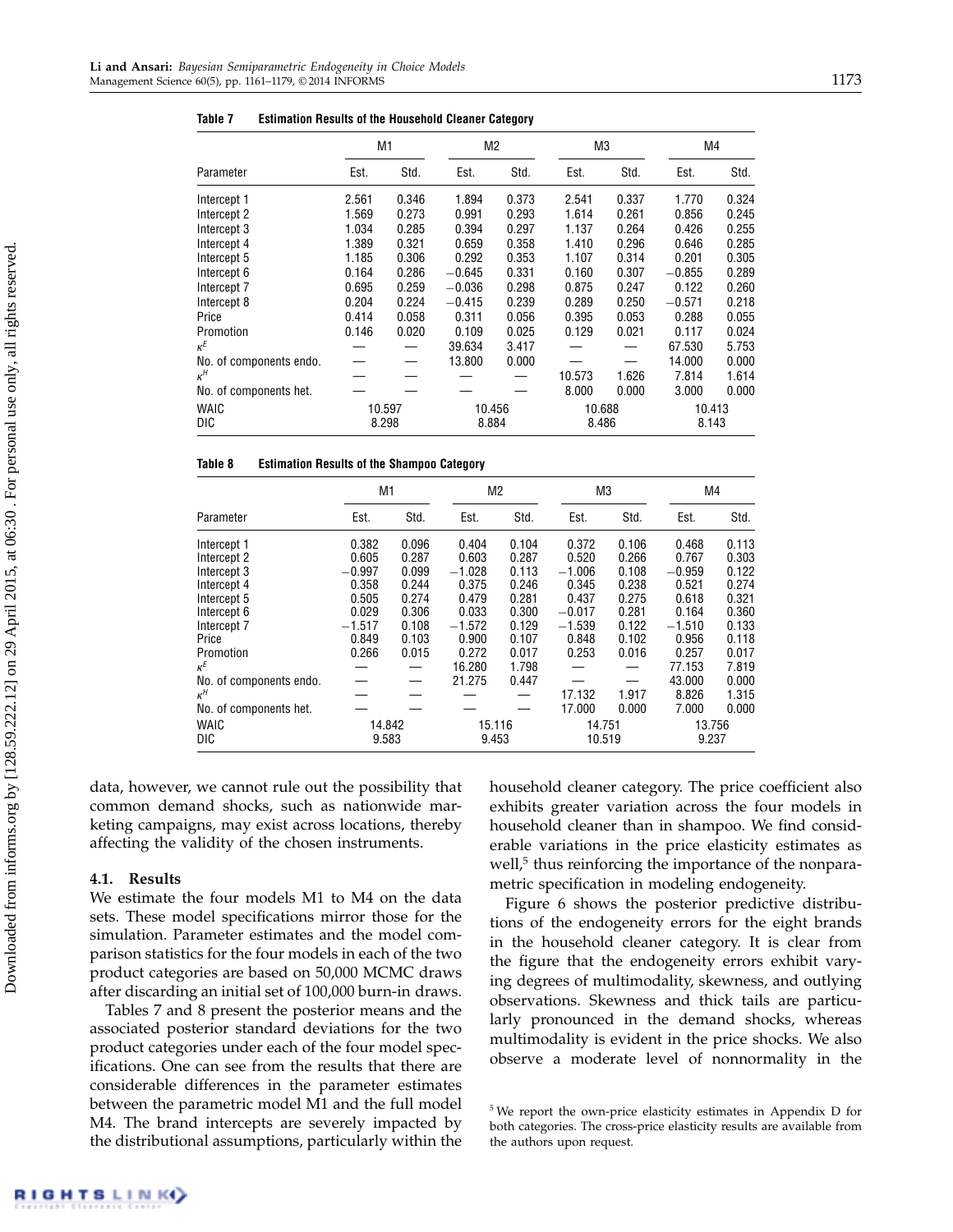**Table 7 Estimation Results of the Household Cleaner Category**

| Parameter | M1 Est. | M1 Std. | M2 Est. | M2 Std. | M3 Est. | M3 Std. | M4 Est. | M4 Std. |
|---|---|---|---|---|---|---|---|---|
| Intercept 1 | 2.561 | 0.346 | 1.894 | 0.373 | 2.541 | 0.337 | 1.770 | 0.324 |
| Intercept 2 | 1.569 | 0.273 | 0.991 | 0.293 | 1.614 | 0.261 | 0.856 | 0.245 |
| Intercept 3 | 1.034 | 0.285 | 0.394 | 0.297 | 1.137 | 0.264 | 0.426 | 0.255 |
| Intercept 4 | 1.389 | 0.321 | 0.659 | 0.358 | 1.410 | 0.296 | 0.646 | 0.285 |
| Intercept 5 | 1.185 | 0.306 | 0.292 | 0.353 | 1.107 | 0.314 | 0.201 | 0.305 |
| Intercept 6 | 0.164 | 0.286 | −0.645 | 0.331 | 0.160 | 0.307 | −0.855 | 0.289 |
| Intercept 7 | 0.695 | 0.259 | −0.036 | 0.298 | 0.875 | 0.247 | 0.122 | 0.260 |
| Intercept 8 | 0.204 | 0.224 | −0.415 | 0.239 | 0.289 | 0.250 | −0.571 | 0.218 |
| Price | 0.414 | 0.058 | 0.311 | 0.056 | 0.395 | 0.053 | 0.288 | 0.055 |
| Promotion | 0.146 | 0.020 | 0.109 | 0.025 | 0.129 | 0.021 | 0.117 | 0.024 |
| $\kappa^E$ | — | — | 39.634 | 3.417 | — | — | 67.530 | 5.753 |
| No. of components endo. | — | — | 13.800 | 0.000 | — | — | 14.000 | 0.000 |
| $\kappa^H$ | — | — | — | — | 10.573 | 1.626 | 7.814 | 1.614 |
| No. of components het. | — | — | — | — | 8.000 | 0.000 | 3.000 | 0.000 |
| WAIC | 10.597 | | 10.456 | | 10.688 | | 10.413 | |
| DIC | 8.298 | | 8.884 | | 8.486 | | 8.143 | |

**Table 8 Estimation Results of the Shampoo Category**

| Parameter | M1 Est. | M1 Std. | M2 Est. | M2 Std. | M3 Est. | M3 Std. | M4 Est. | M4 Std. |
|---|---|---|---|---|---|---|---|---|
| Intercept 1 | 0.382 | 0.096 | 0.404 | 0.104 | 0.372 | 0.106 | 0.468 | 0.113 |
| Intercept 2 | 0.605 | 0.287 | 0.603 | 0.287 | 0.520 | 0.266 | 0.767 | 0.303 |
| Intercept 3 | −0.997 | 0.099 | −1.028 | 0.113 | −1.006 | 0.108 | −0.959 | 0.122 |
| Intercept 4 | 0.358 | 0.244 | 0.375 | 0.246 | 0.345 | 0.238 | 0.521 | 0.274 |
| Intercept 5 | 0.505 | 0.274 | 0.479 | 0.281 | 0.437 | 0.275 | 0.618 | 0.321 |
| Intercept 6 | 0.029 | 0.306 | 0.033 | 0.300 | −0.017 | 0.281 | 0.164 | 0.360 |
| Intercept 7 | −1.517 | 0.108 | −1.572 | 0.129 | −1.539 | 0.122 | −1.510 | 0.133 |
| Price | 0.849 | 0.103 | 0.900 | 0.107 | 0.848 | 0.102 | 0.956 | 0.118 |
| Promotion | 0.266 | 0.015 | 0.272 | 0.017 | 0.253 | 0.016 | 0.257 | 0.017 |
| $\kappa^E$ | — | — | 16.280 | 1.798 | — | — | 77.153 | 7.819 |
| No. of components endo. | — | — | 21.275 | 0.447 | — | — | 43.000 | 0.000 |
| $\kappa^H$ | — | — | — | — | 17.132 | 1.917 | 8.826 | 1.315 |
| No. of components het. | — | — | — | — | 17.000 | 0.000 | 7.000 | 0.000 |
| WAIC | 14.842 | | 15.116 | | 14.751 | | 13.756 | |
| DIC | 9.583 | | 9.453 | | 10.519 | | 9.237 | |

data, however, we cannot rule out the possibility that common demand shocks, such as nationwide marketing campaigns, may exist across locations, thereby affecting the validity of the chosen instruments.

### 4.1. Results

We estimate the four models M1 to M4 on the data sets. These model specifications mirror those for the simulation. Parameter estimates and the model comparison statistics for the four models in each of the two product categories are based on 50,000 MCMC draws after discarding an initial set of 100,000 burn-in draws.

Tables 7 and 8 present the posterior means and the associated posterior standard deviations for the two product categories under each of the four model specifications. One can see from the results that there are considerable differences in the parameter estimates between the parametric model M1 and the full model M4. The brand intercepts are severely impacted by the distributional assumptions, particularly within the household cleaner category. The price coefficient also exhibits greater variation across the four models in household cleaner than in shampoo. We find considerable variations in the price elasticity estimates as well,[5] thus reinforcing the importance of the nonparametric specification in modeling endogeneity.

Figure 6 shows the posterior predictive distributions of the endogeneity errors for the eight brands in the household cleaner category. It is clear from the figure that the endogeneity errors exhibit varying degrees of multimodality, skewness, and outlying observations. Skewness and thick tails are particularly pronounced in the demand shocks, whereas multimodality is evident in the price shocks. We also observe a moderate level of nonnormality in the

[5] We report the own-price elasticity estimates in Appendix D for both categories. The cross-price elasticity results are available from the authors upon request.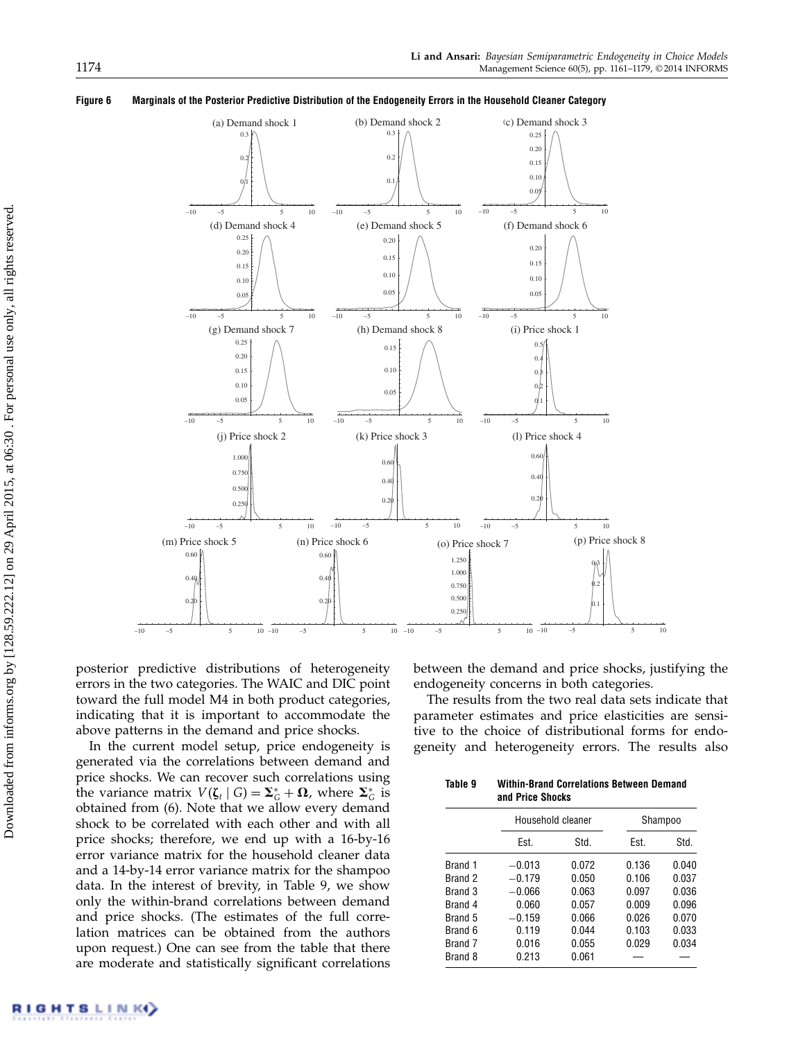**Figure 6 Marginals of the Posterior Predictive Distribution of the Endogeneity Errors in the Household Cleaner Category**

posterior predictive distributions of heterogeneity errors in the two categories. The WAIC and DIC point toward the full model M4 in both product categories, indicating that it is important to accommodate the above patterns in the demand and price shocks.

In the current model setup, price endogeneity is generated via the correlations between demand and price shocks. We can recover such correlations using the variance matrix $V(\boldsymbol{\zeta}_t \mid G) = \boldsymbol{\Sigma}_G^* + \boldsymbol{\Omega}$, where $\boldsymbol{\Sigma}_G^*$ is obtained from (6). Note that we allow every demand shock to be correlated with each other and with all price shocks; therefore, we end up with a 16-by-16 error variance matrix for the household cleaner data and a 14-by-14 error variance matrix for the shampoo data. In the interest of brevity, in Table 9, we show only the within-brand correlations between demand and price shocks. (The estimates of the full correlation matrices can be obtained from the authors upon request.) One can see from the table that there are moderate and statistically significant correlations between the demand and price shocks, justifying the endogeneity concerns in both categories.

The results from the two real data sets indicate that parameter estimates and price elasticities are sensitive to the choice of distributional forms for endogeneity and heterogeneity errors. The results also

**Table 9 Within-Brand Correlations Between Demand and Price Shocks**

| | Household cleaner | | Shampoo | |
|---|---|---|---|---|
| | Est. | Std. | Est. | Std. |
| Brand 1 | −0.013 | 0.072 | 0.136 | 0.040 |
| Brand 2 | −0.179 | 0.050 | 0.106 | 0.037 |
| Brand 3 | −0.066 | 0.063 | 0.097 | 0.036 |
| Brand 4 | 0.060 | 0.057 | 0.009 | 0.096 |
| Brand 5 | −0.159 | 0.066 | 0.026 | 0.070 |
| Brand 6 | 0.119 | 0.044 | 0.103 | 0.033 |
| Brand 7 | 0.016 | 0.055 | 0.029 | 0.034 |
| Brand 8 | 0.213 | 0.061 | — | — |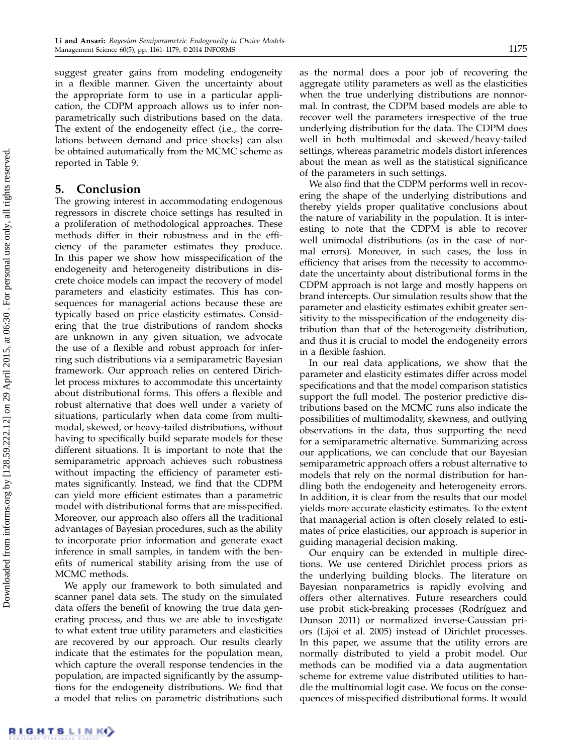suggest greater gains from modeling endogeneity in a flexible manner. Given the uncertainty about the appropriate form to use in a particular application, the CDPM approach allows us to infer nonparametrically such distributions based on the data. The extent of the endogeneity effect (i.e., the correlations between demand and price shocks) can also be obtained automatically from the MCMC scheme as reported in Table 9.

## 5. Conclusion

The growing interest in accommodating endogenous regressors in discrete choice settings has resulted in a proliferation of methodological approaches. These methods differ in their robustness and in the efficiency of the parameter estimates they produce. In this paper we show how misspecification of the endogeneity and heterogeneity distributions in discrete choice models can impact the recovery of model parameters and elasticity estimates. This has consequences for managerial actions because these are typically based on price elasticity estimates. Considering that the true distributions of random shocks are unknown in any given situation, we advocate the use of a flexible and robust approach for inferring such distributions via a semiparametric Bayesian framework. Our approach relies on centered Dirichlet process mixtures to accommodate this uncertainty about distributional forms. This offers a flexible and robust alternative that does well under a variety of situations, particularly when data come from multimodal, skewed, or heavy-tailed distributions, without having to specifically build separate models for these different situations. It is important to note that the semiparametric approach achieves such robustness without impacting the efficiency of parameter estimates significantly. Instead, we find that the CDPM can yield more efficient estimates than a parametric model with distributional forms that are misspecified. Moreover, our approach also offers all the traditional advantages of Bayesian procedures, such as the ability to incorporate prior information and generate exact inference in small samples, in tandem with the benefits of numerical stability arising from the use of MCMC methods.

We apply our framework to both simulated and scanner panel data sets. The study on the simulated data offers the benefit of knowing the true data generating process, and thus we are able to investigate to what extent true utility parameters and elasticities are recovered by our approach. Our results clearly indicate that the estimates for the population mean, which capture the overall response tendencies in the population, are impacted significantly by the assumptions for the endogeneity distributions. We find that a model that relies on parametric distributions such as the normal does a poor job of recovering the aggregate utility parameters as well as the elasticities when the true underlying distributions are nonnormal. In contrast, the CDPM based models are able to recover well the parameters irrespective of the true underlying distribution for the data. The CDPM does well in both multimodal and skewed/heavy-tailed settings, whereas parametric models distort inferences about the mean as well as the statistical significance of the parameters in such settings.

We also find that the CDPM performs well in recovering the shape of the underlying distributions and thereby yields proper qualitative conclusions about the nature of variability in the population. It is interesting to note that the CDPM is able to recover well unimodal distributions (as in the case of normal errors). Moreover, in such cases, the loss in efficiency that arises from the necessity to accommodate the uncertainty about distributional forms in the CDPM approach is not large and mostly happens on brand intercepts. Our simulation results show that the parameter and elasticity estimates exhibit greater sensitivity to the misspecification of the endogeneity distribution than that of the heterogeneity distribution, and thus it is crucial to model the endogeneity errors in a flexible fashion.

In our real data applications, we show that the parameter and elasticity estimates differ across model specifications and that the model comparison statistics support the full model. The posterior predictive distributions based on the MCMC runs also indicate the possibilities of multimodality, skewness, and outlying observations in the data, thus supporting the need for a semiparametric alternative. Summarizing across our applications, we can conclude that our Bayesian semiparametric approach offers a robust alternative to models that rely on the normal distribution for handling both the endogeneity and heterogeneity errors. In addition, it is clear from the results that our model yields more accurate elasticity estimates. To the extent that managerial action is often closely related to estimates of price elasticities, our approach is superior in guiding managerial decision making.

Our enquiry can be extended in multiple directions. We use centered Dirichlet process priors as the underlying building blocks. The literature on Bayesian nonparametrics is rapidly evolving and offers other alternatives. Future researchers could use probit stick-breaking processes (Rodríguez and Dunson 2011) or normalized inverse-Gaussian priors (Lijoi et al. 2005) instead of Dirichlet processes. In this paper, we assume that the utility errors are normally distributed to yield a probit model. Our methods can be modified via a data augmentation scheme for extreme value distributed utilities to handle the multinomial logit case. We focus on the consequences of misspecified distributional forms. It would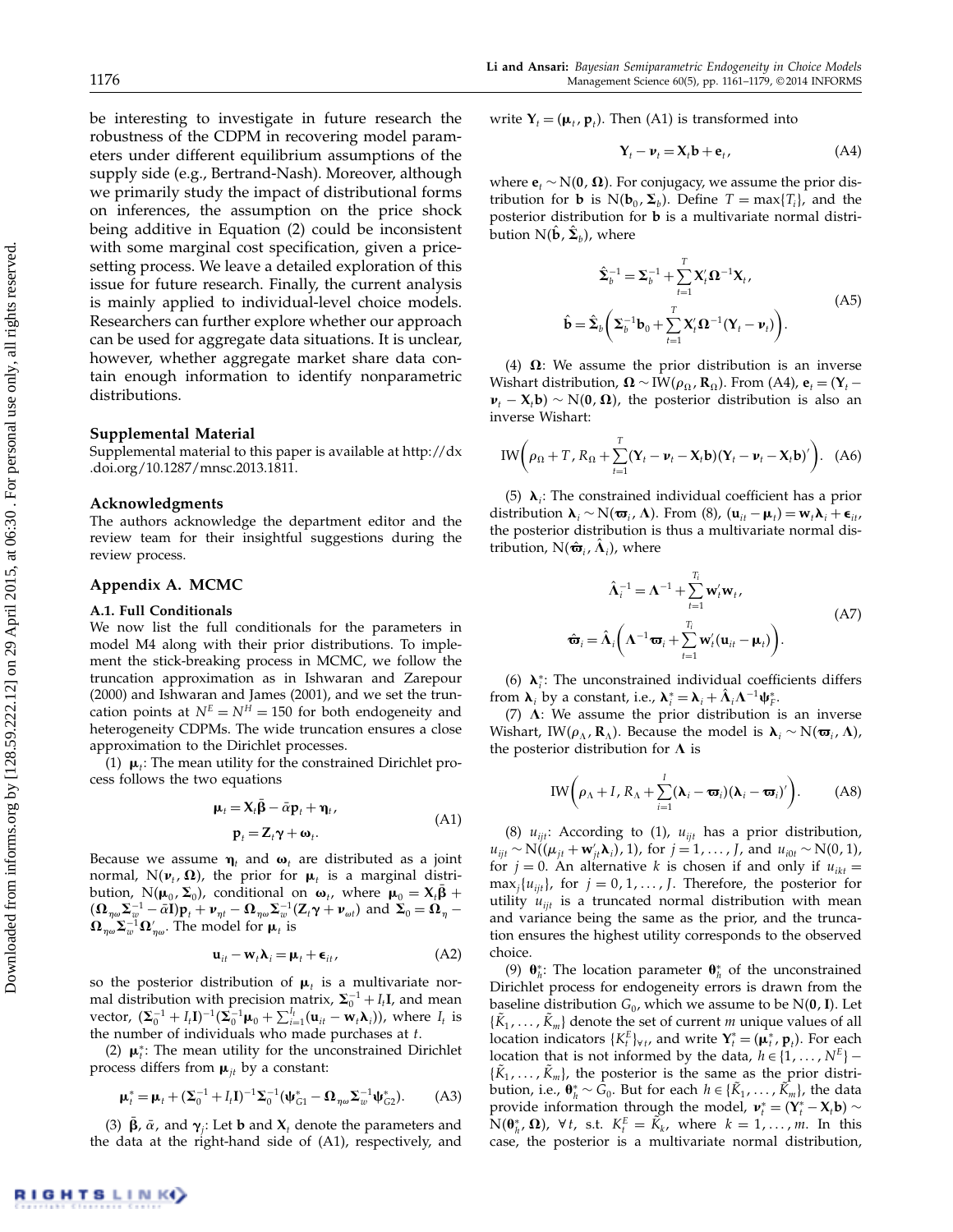be interesting to investigate in future research the robustness of the CDPM in recovering model parameters under different equilibrium assumptions of the supply side (e.g., Bertrand-Nash). Moreover, although we primarily study the impact of distributional forms on inferences, the assumption on the price shock being additive in Equation (2) could be inconsistent with some marginal cost specification, given a price-setting process. We leave a detailed exploration of this issue for future research. Finally, the current analysis is mainly applied to individual-level choice models. Researchers can further explore whether our approach can be used for aggregate data situations. It is unclear, however, whether aggregate market share data contain enough information to identify nonparametric distributions.

## Supplemental Material

Supplemental material to this paper is available at http://dx.doi.org/10.1287/mnsc.2013.1811.

## Acknowledgments

The authors acknowledge the department editor and the review team for their insightful suggestions during the review process.

## Appendix A. MCMC

### A.1. Full Conditionals

We now list the full conditionals for the parameters in model M4 along with their prior distributions. To implement the stick-breaking process in MCMC, we follow the truncation approximation as in Ishwaran and Zarepour (2000) and Ishwaran and James (2001), and we set the truncation points at $N^E = N^H = 150$ for both endogeneity and heterogeneity CDPMs. The wide truncation ensures a close approximation to the Dirichlet processes.

(1) $\boldsymbol{\mu}_t$: The mean utility for the constrained Dirichlet process follows the two equations

$$\begin{aligned}\boldsymbol{\mu}_t &= \mathbf{X}_t\bar{\boldsymbol{\beta}} - \bar{\alpha}\mathbf{p}_t + \boldsymbol{\eta}_t,\\ \mathbf{p}_t &= \mathbf{Z}_t\boldsymbol{\gamma} + \boldsymbol{\omega}_t.\end{aligned} \tag{A1}$$

Because we assume $\boldsymbol{\eta}_t$ and $\boldsymbol{\omega}_t$ are distributed as a joint normal, $\mathrm{N}(\boldsymbol{\nu}_t, \boldsymbol{\Omega})$, the prior for $\boldsymbol{\mu}_t$ is a marginal distribution, $\mathrm{N}(\boldsymbol{\mu}_0, \boldsymbol{\Sigma}_0)$, conditional on $\boldsymbol{\omega}_t$, where $\boldsymbol{\mu}_0 = \mathbf{X}_t\bar{\boldsymbol{\beta}} + (\boldsymbol{\Omega}_{\eta\omega}\boldsymbol{\Sigma}_w^{-1} - \bar{\alpha}\mathbf{I})\mathbf{p}_t + \boldsymbol{\nu}_{\eta t} - \boldsymbol{\Omega}_{\eta\omega}\boldsymbol{\Sigma}_w^{-1}(\mathbf{Z}_t\boldsymbol{\gamma} + \boldsymbol{\nu}_{\omega t})$ and $\boldsymbol{\Sigma}_0 = \boldsymbol{\Omega}_\eta - \boldsymbol{\Omega}_{\eta\omega}\boldsymbol{\Sigma}_w^{-1}\boldsymbol{\Omega}'_{\eta\omega}$. The model for $\boldsymbol{\mu}_t$ is

$$\mathbf{u}_{it} - \mathbf{w}_t\boldsymbol{\lambda}_i = \boldsymbol{\mu}_t + \boldsymbol{\epsilon}_{it}, \tag{A2}$$

so the posterior distribution of $\boldsymbol{\mu}_t$ is a multivariate normal distribution with precision matrix, $\boldsymbol{\Sigma}_0^{-1} + I_t\mathbf{I}$, and mean vector, $(\boldsymbol{\Sigma}_0^{-1} + I_t\mathbf{I})^{-1}(\boldsymbol{\Sigma}_0^{-1}\boldsymbol{\mu}_0 + \sum_{i=1}^{I_t}(\mathbf{u}_{it} - \mathbf{w}_t\boldsymbol{\lambda}_i))$, where $I_t$ is the number of individuals who made purchases at $t$.

(2) $\boldsymbol{\mu}_t^*$: The mean utility for the unconstrained Dirichlet process differs from $\boldsymbol{\mu}_{jt}$ by a constant:

$$\boldsymbol{\mu}_t^* = \boldsymbol{\mu}_t + (\boldsymbol{\Sigma}_0^{-1} + I_t\mathbf{I})^{-1}\boldsymbol{\Sigma}_0^{-1}(\boldsymbol{\psi}_{G1}^* - \boldsymbol{\Omega}_{\eta\omega}\boldsymbol{\Sigma}_w^{-1}\boldsymbol{\psi}_{G2}^*). \tag{A3}$$

(3) $\bar{\boldsymbol{\beta}}$, $\bar{\alpha}$, and $\boldsymbol{\gamma}_j$: Let $\mathbf{b}$ and $\mathbf{X}_t$ denote the parameters and the data at the right-hand side of (A1), respectively, and write $\mathbf{Y}_t = (\boldsymbol{\mu}_t, \mathbf{p}_t)$. Then (A1) is transformed into

$$\mathbf{Y}_t - \boldsymbol{\nu}_t = \mathbf{X}_t\mathbf{b} + \mathbf{e}_t, \tag{A4}$$

where $\mathbf{e}_t \sim \mathrm{N}(\mathbf{0}, \boldsymbol{\Omega})$. For conjugacy, we assume the prior distribution for $\mathbf{b}$ is $\mathrm{N}(\mathbf{b}_0, \boldsymbol{\Sigma}_b)$. Define $T = \max\{T_i\}$, and the posterior distribution for $\mathbf{b}$ is a multivariate normal distribution $\mathrm{N}(\hat{\mathbf{b}}, \hat{\boldsymbol{\Sigma}}_b)$, where

$$\begin{aligned}\hat{\boldsymbol{\Sigma}}_b^{-1} &= \boldsymbol{\Sigma}_b^{-1} + \sum_{t=1}^{T}\mathbf{X}_t'\boldsymbol{\Omega}^{-1}\mathbf{X}_t,\\ \hat{\mathbf{b}} &= \hat{\boldsymbol{\Sigma}}_b\left(\boldsymbol{\Sigma}_b^{-1}\mathbf{b}_0 + \sum_{t=1}^{T}\mathbf{X}_t'\boldsymbol{\Omega}^{-1}(\mathbf{Y}_t - \boldsymbol{\nu}_t)\right).\end{aligned} \tag{A5}$$

(4) $\boldsymbol{\Omega}$: We assume the prior distribution is an inverse Wishart distribution, $\boldsymbol{\Omega} \sim \mathrm{IW}(\rho_\Omega, \mathbf{R}_\Omega)$. From (A4), $\mathbf{e}_t = (\mathbf{Y}_t - \boldsymbol{\nu}_t - \mathbf{X}_t\mathbf{b}) \sim \mathrm{N}(\mathbf{0}, \boldsymbol{\Omega})$, the posterior distribution is also an inverse Wishart:

$$\mathrm{IW}\left(\rho_\Omega + T, R_\Omega + \sum_{t=1}^{T}(\mathbf{Y}_t - \boldsymbol{\nu}_t - \mathbf{X}_t\mathbf{b})(\mathbf{Y}_t - \boldsymbol{\nu}_t - \mathbf{X}_t\mathbf{b})'\right). \tag{A6}$$

(5) $\boldsymbol{\lambda}_i$: The constrained individual coefficient has a prior distribution $\boldsymbol{\lambda}_i \sim \mathrm{N}(\boldsymbol{\varpi}_i, \boldsymbol{\Lambda})$. From (8), $(\mathbf{u}_{it} - \boldsymbol{\mu}_t) = \mathbf{w}_t\boldsymbol{\lambda}_i + \boldsymbol{\epsilon}_{it}$, the posterior distribution is thus a multivariate normal distribution, $\mathrm{N}(\hat{\boldsymbol{\varpi}}_i, \hat{\boldsymbol{\Lambda}}_i)$, where

$$\begin{aligned}\hat{\boldsymbol{\Lambda}}_i^{-1} &= \boldsymbol{\Lambda}^{-1} + \sum_{t=1}^{T_i}\mathbf{w}_t'\mathbf{w}_t,\\ \hat{\boldsymbol{\varpi}}_i &= \hat{\boldsymbol{\Lambda}}_i\left(\boldsymbol{\Lambda}^{-1}\boldsymbol{\varpi}_i + \sum_{t=1}^{T_i}\mathbf{w}_t'(\mathbf{u}_{it} - \boldsymbol{\mu}_t)\right).\end{aligned} \tag{A7}$$

(6) $\boldsymbol{\lambda}_i^*$: The unconstrained individual coefficients differs from $\boldsymbol{\lambda}_i$ by a constant, i.e., $\boldsymbol{\lambda}_i^* = \boldsymbol{\lambda}_i + \hat{\boldsymbol{\Lambda}}_i\boldsymbol{\Lambda}^{-1}\boldsymbol{\psi}_F^*$.

(7) $\boldsymbol{\Lambda}$: We assume the prior distribution is an inverse Wishart, $\mathrm{IW}(\rho_\Lambda, \mathbf{R}_\Lambda)$. Because the model is $\boldsymbol{\lambda}_i \sim \mathrm{N}(\boldsymbol{\varpi}_i, \boldsymbol{\Lambda})$, the posterior distribution for $\boldsymbol{\Lambda}$ is

$$\mathrm{IW}\left(\rho_\Lambda + I, R_\Lambda + \sum_{i=1}^{I}(\boldsymbol{\lambda}_i - \boldsymbol{\varpi}_i)(\boldsymbol{\lambda}_i - \boldsymbol{\varpi}_i)'\right). \tag{A8}$$

(8) $u_{ijt}$: According to (1), $u_{ijt}$ has a prior distribution, $u_{ijt} \sim \mathrm{N}((\mu_{jt} + \mathbf{w}_{jt}'\boldsymbol{\lambda}_i), 1)$, for $j = 1, \ldots, J$, and $u_{i0t} \sim \mathrm{N}(0, 1)$, for $j = 0$. An alternative $k$ is chosen if and only if $u_{ikt} = \max_j\{u_{ijt}\}$, for $j = 0, 1, \ldots, J$. Therefore, the posterior for utility $u_{ijt}$ is a truncated normal distribution with mean and variance being the same as the prior, and the truncation ensures the highest utility corresponds to the observed choice.

(9) $\boldsymbol{\theta}_h^*$: The location parameter $\boldsymbol{\theta}_h^*$ of the unconstrained Dirichlet process for endogeneity errors is drawn from the baseline distribution $G_0$, which we assume to be $\mathrm{N}(\mathbf{0}, \mathbf{I})$. Let $\{\tilde{K}_1, \ldots, \tilde{K}_m\}$ denote the set of current $m$ unique values of all location indicators $\{K_t^E\}_{\forall t}$, and write $\mathbf{Y}_t^* = (\boldsymbol{\mu}_t^*, \mathbf{p}_t)$. For each location that is not informed by the data, $h \in \{1, \ldots, N^E\} - \{\tilde{K}_1, \ldots, \tilde{K}_m\}$, the posterior is the same as the prior distribution, i.e., $\boldsymbol{\theta}_h^* \sim G_0$. But for each $h \in \{\tilde{K}_1, \ldots, \tilde{K}_m\}$, the data provide information through the model, $\boldsymbol{\nu}_t^* = (\mathbf{Y}_t^* - \mathbf{X}_t\mathbf{b}) \sim \mathrm{N}(\boldsymbol{\theta}_h^*, \boldsymbol{\Omega})$, $\forall t$, s.t. $K_t^E = \tilde{K}_k$, where $k = 1, \ldots, m$. In this case, the posterior is a multivariate normal distribution,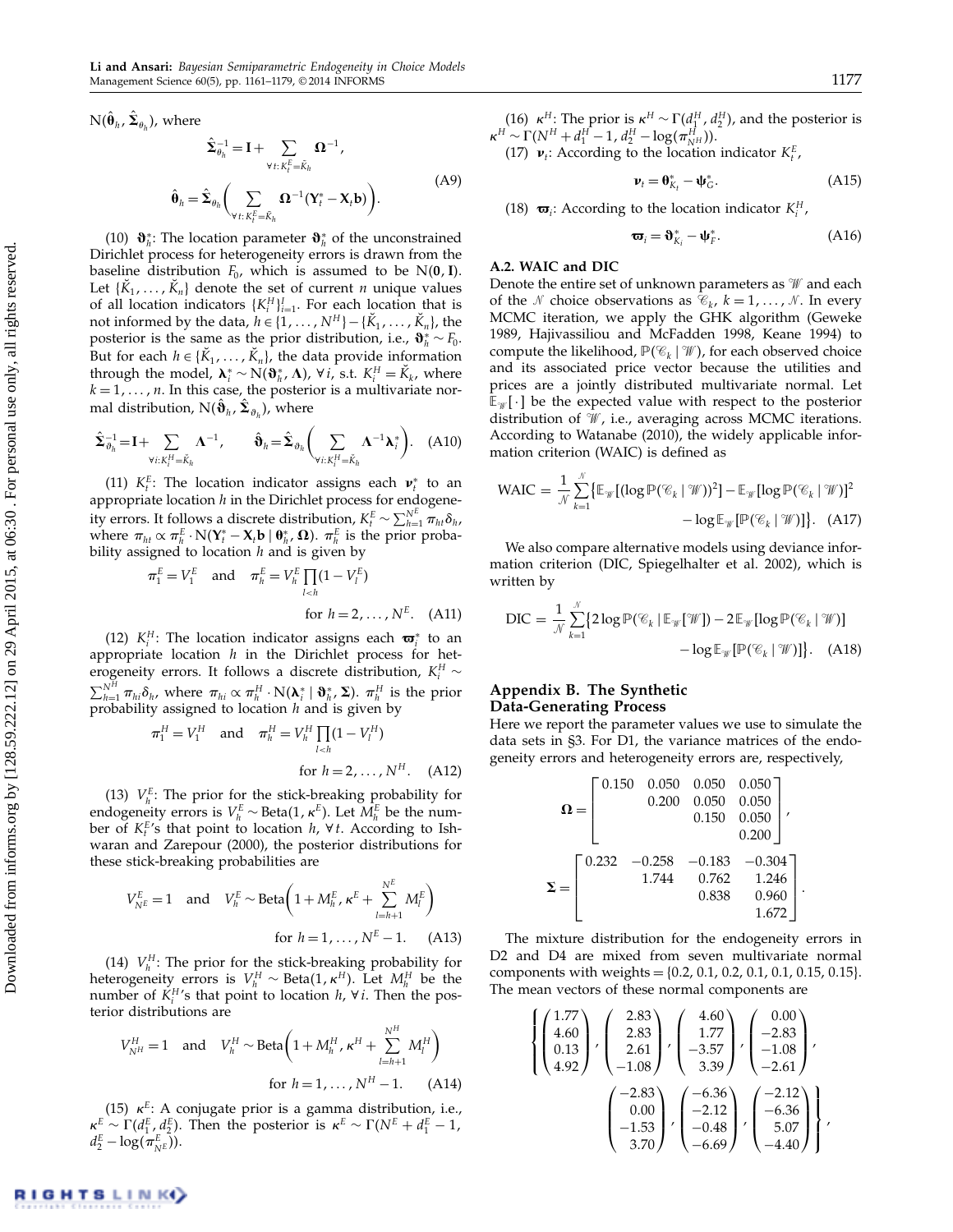$\text{N}(\hat{\boldsymbol{\theta}}_h, \hat{\boldsymbol{\Sigma}}_{\theta_h})$, where

$$\hat{\boldsymbol{\Sigma}}_{\theta_h}^{-1} = \mathbf{I} + \sum_{\forall t: K_t^E = \check{K}_h} \boldsymbol{\Omega}^{-1},$$
$$\hat{\boldsymbol{\theta}}_h = \hat{\boldsymbol{\Sigma}}_{\theta_h}\left(\sum_{\forall t: K_t^E = \check{K}_h} \boldsymbol{\Omega}^{-1}(\mathbf{Y}_t^* - \mathbf{X}_t \mathbf{b})\right). \tag{A9}$$

(10) $\boldsymbol{\vartheta}_h^*$: The location parameter $\boldsymbol{\vartheta}_h^*$ of the unconstrained Dirichlet process for heterogeneity errors is drawn from the baseline distribution $F_0$, which is assumed to be $\text{N}(\mathbf{0}, \mathbf{I})$. Let $\{\check{K}_1, \ldots, \check{K}_n\}$ denote the set of current $n$ unique values of all location indicators $\{K_i^H\}_{i=1}^I$. For each location that is not informed by the data, $h \in \{1, \ldots, N^H\} - \{\check{K}_1, \ldots, \check{K}_n\}$, the posterior is the same as the prior distribution, i.e., $\boldsymbol{\vartheta}_h^* \sim F_0$. But for each $h \in \{\check{K}_1, \ldots, \check{K}_n\}$, the data provide information through the model, $\boldsymbol{\lambda}_i^* \sim \text{N}(\boldsymbol{\vartheta}_h^*, \boldsymbol{\Lambda})$, $\forall i$, s.t. $K_i^H = \check{K}_k$, where $k = 1, \ldots, n$. In this case, the posterior is a multivariate normal distribution, $\text{N}(\hat{\boldsymbol{\vartheta}}_h, \hat{\boldsymbol{\Sigma}}_{\vartheta_h})$, where

$$\hat{\boldsymbol{\Sigma}}_{\vartheta_h}^{-1} = \mathbf{I} + \sum_{\forall i: K_i^H = \check{K}_h} \boldsymbol{\Lambda}^{-1}, \qquad \hat{\boldsymbol{\vartheta}}_h = \hat{\boldsymbol{\Sigma}}_{\vartheta_h}\left(\sum_{\forall i: K_i^H = \check{K}_h} \boldsymbol{\Lambda}^{-1} \boldsymbol{\lambda}_i^*\right). \tag{A10}$$

(11) $K_t^E$: The location indicator assigns each $\boldsymbol{\nu}_t^*$ to an appropriate location $h$ in the Dirichlet process for endogeneity errors. It follows a discrete distribution, $K_t^E \sim \sum_{h=1}^{N^E} \pi_{ht} \delta_h$, where $\pi_{ht} \propto \pi_h^E \cdot \text{N}(\mathbf{Y}_t^* - \mathbf{X}_t \mathbf{b} \mid \boldsymbol{\theta}_h^*, \boldsymbol{\Omega})$. $\pi_h^E$ is the prior probability assigned to location $h$ and is given by

$$\pi_1^E = V_1^E \quad \text{and} \quad \pi_h^E = V_h^E \prod_{l<h} (1 - V_l^E) \quad \text{for } h = 2, \ldots, N^E. \tag{A11}$$

(12) $K_i^H$: The location indicator assigns each $\boldsymbol{\varpi}_i^*$ to an appropriate location $h$ in the Dirichlet process for heterogeneity errors. It follows a discrete distribution, $K_i^H \sim \sum_{h=1}^{N^H} \pi_{hi} \delta_h$, where $\pi_{hi} \propto \pi_h^H \cdot \text{N}(\boldsymbol{\lambda}_i^* \mid \boldsymbol{\vartheta}_h^*, \boldsymbol{\Sigma})$. $\pi_h^H$ is the prior probability assigned to location $h$ and is given by

$$\pi_1^H = V_1^H \quad \text{and} \quad \pi_h^H = V_h^H \prod_{l<h} (1 - V_l^H) \quad \text{for } h = 2, \ldots, N^H. \tag{A12}$$

(13) $V_h^E$: The prior for the stick-breaking probability for endogeneity errors is $V_h^E \sim \text{Beta}(1, \kappa^E)$. Let $M_h^E$ be the number of $K_t^E$'s that point to location $h$, $\forall t$. According to Ishwaran and Zarepour (2000), the posterior distributions for these stick-breaking probabilities are

$$V_{N^E}^E = 1 \quad \text{and} \quad V_h^E \sim \text{Beta}\left(1 + M_h^E, \kappa^E + \sum_{l=h+1}^{N^E} M_l^E\right) \quad \text{for } h = 1, \ldots, N^E - 1. \tag{A13}$$

(14) $V_h^H$: The prior for the stick-breaking probability for heterogeneity errors is $V_h^H \sim \text{Beta}(1, \kappa^H)$. Let $M_h^H$ be the number of $K_i^H$'s that point to location $h$, $\forall i$. Then the posterior distributions are

$$V_{N^H}^H = 1 \quad \text{and} \quad V_h^H \sim \text{Beta}\left(1 + M_h^H, \kappa^H + \sum_{l=h+1}^{N^H} M_l^H\right) \quad \text{for } h = 1, \ldots, N^H - 1. \tag{A14}$$

(15) $\kappa^E$: A conjugate prior is a gamma distribution, i.e., $\kappa^E \sim \Gamma(d_1^E, d_2^E)$. Then the posterior is $\kappa^E \sim \Gamma(N^E + d_1^E - 1, d_2^E - \log(\pi_{N^E}^E))$.

(16) $\kappa^H$: The prior is $\kappa^H \sim \Gamma(d_1^H, d_2^H)$, and the posterior is $\kappa^H \sim \Gamma(N^H + d_1^H - 1, d_2^H - \log(\pi_{N^H}^H))$.

(17) $\boldsymbol{\nu}_t$: According to the location indicator $K_t^E$,

$$\boldsymbol{\nu}_t = \boldsymbol{\theta}_{K_t}^* - \boldsymbol{\psi}_G^*. \tag{A15}$$

(18) $\boldsymbol{\varpi}_i$: According to the location indicator $K_i^H$,

$$\boldsymbol{\varpi}_i = \boldsymbol{\vartheta}_{K_i}^* - \boldsymbol{\psi}_F^*. \tag{A16}$$

### A.2. WAIC and DIC

Denote the entire set of unknown parameters as $\mathcal{W}$ and each of the $\mathcal{N}$ choice observations as $\mathcal{C}_k$, $k = 1, \ldots, \mathcal{N}$. In every MCMC iteration, we apply the GHK algorithm (Geweke 1989, Hajivassiliou and McFadden 1998, Keane 1994) to compute the likelihood, $\mathbb{P}(\mathcal{C}_k \mid \mathcal{W})$, for each observed choice and its associated price vector because the utilities and prices are a jointly distributed multivariate normal. Let $\mathbb{E}_{\mathcal{W}}[\cdot]$ be the expected value with respect to the posterior distribution of $\mathcal{W}$, i.e., averaging across MCMC iterations. According to Watanabe (2010), the widely applicable information criterion (WAIC) is defined as

$$\text{WAIC} = \frac{1}{\mathcal{N}} \sum_{k=1}^{\mathcal{N}} \left\{ \mathbb{E}_{\mathcal{W}}[(\log \mathbb{P}(\mathcal{C}_k \mid \mathcal{W}))^2] - \mathbb{E}_{\mathcal{W}}[\log \mathbb{P}(\mathcal{C}_k \mid \mathcal{W})]^2 - \log \mathbb{E}_{\mathcal{W}}[\mathbb{P}(\mathcal{C}_k \mid \mathcal{W})] \right\}. \tag{A17}$$

We also compare alternative models using deviance information criterion (DIC, Spiegelhalter et al. 2002), which is written by

$$\text{DIC} = \frac{1}{\mathcal{N}} \sum_{k=1}^{\mathcal{N}} \left\{ 2 \log \mathbb{P}(\mathcal{C}_k \mid \mathbb{E}_{\mathcal{W}}[\mathcal{W}]) - 2\mathbb{E}_{\mathcal{W}}[\log \mathbb{P}(\mathcal{C}_k \mid \mathcal{W})] - \log \mathbb{E}_{\mathcal{W}}[\mathbb{P}(\mathcal{C}_k \mid \mathcal{W})] \right\}. \tag{A18}$$

## Appendix B. The Synthetic Data-Generating Process

Here we report the parameter values we use to simulate the data sets in §3. For D1, the variance matrices of the endogeneity errors and heterogeneity errors are, respectively,

$$\boldsymbol{\Omega} = \begin{bmatrix} 0.150 & 0.050 & 0.050 & 0.050 \\ & 0.200 & 0.050 & 0.050 \\ & & 0.150 & 0.050 \\ & & & 0.200 \end{bmatrix},$$

$$\boldsymbol{\Sigma} = \begin{bmatrix} 0.232 & -0.258 & -0.183 & -0.304 \\ & 1.744 & 0.762 & 1.246 \\ & & 0.838 & 0.960 \\ & & & 1.672 \end{bmatrix}.$$

The mixture distribution for the endogeneity errors in D2 and D4 are mixed from seven multivariate normal components with weights = {0.2, 0.1, 0.2, 0.1, 0.1, 0.15, 0.15}. The mean vectors of these normal components are

$$\left\{ \begin{pmatrix} 1.77 \\ 4.60 \\ 0.13 \\ 4.92 \end{pmatrix}, \begin{pmatrix} 2.83 \\ 2.83 \\ 2.61 \\ -1.08 \end{pmatrix}, \begin{pmatrix} 4.60 \\ 1.77 \\ -3.57 \\ 3.39 \end{pmatrix}, \begin{pmatrix} 0.00 \\ -2.83 \\ -1.08 \\ -2.61 \end{pmatrix}, \begin{pmatrix} -2.83 \\ 0.00 \\ -1.53 \\ 3.70 \end{pmatrix}, \begin{pmatrix} -6.36 \\ -2.12 \\ -0.48 \\ -6.69 \end{pmatrix}, \begin{pmatrix} -2.12 \\ -6.36 \\ 5.07 \\ -4.40 \end{pmatrix} \right\},$$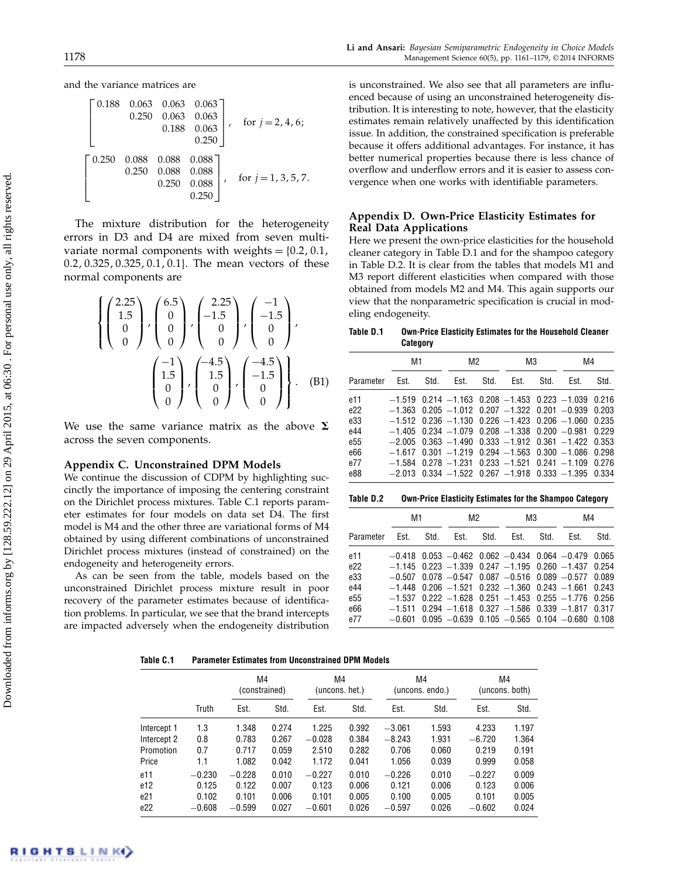and the variance matrices are

$$\begin{bmatrix} 0.188 & 0.063 & 0.063 & 0.063 \\ & 0.250 & 0.063 & 0.063 \\ & & 0.188 & 0.063 \\ & & & 0.250 \end{bmatrix}, \quad \text{for } j = 2, 4, 6;$$

$$\begin{bmatrix} 0.250 & 0.088 & 0.088 & 0.088 \\ & 0.250 & 0.088 & 0.088 \\ & & 0.250 & 0.088 \\ & & & 0.250 \end{bmatrix}, \quad \text{for } j = 1, 3, 5, 7.$$

The mixture distribution for the heterogeneity errors in D3 and D4 are mixed from seven multivariate normal components with weights $= \{0.2, 0.1, 0.2, 0.325, 0.325, 0.1, 0.1\}$. The mean vectors of these normal components are

$$\left\{ \begin{pmatrix} 2.25 \\ 1.5 \\ 0 \\ 0 \end{pmatrix}, \begin{pmatrix} 6.5 \\ 0 \\ 0 \\ 0 \end{pmatrix}, \begin{pmatrix} 2.25 \\ -1.5 \\ 0 \\ 0 \end{pmatrix}, \begin{pmatrix} -1 \\ -1.5 \\ 0 \\ 0 \end{pmatrix}, \begin{pmatrix} -1 \\ 1.5 \\ 0 \\ 0 \end{pmatrix}, \begin{pmatrix} -4.5 \\ 1.5 \\ 0 \\ 0 \end{pmatrix}, \begin{pmatrix} -4.5 \\ -1.5 \\ 0 \\ 0 \end{pmatrix} \right\}. \quad \text{(B1)}$$

We use the same variance matrix as the above $\mathbf{\Sigma}$ across the seven components.

## Appendix C. Unconstrained DPM Models

We continue the discussion of CDPM by highlighting succinctly the importance of imposing the centering constraint on the Dirichlet process mixtures. Table C.1 reports parameter estimates for four models on data set D4. The first model is M4 and the other three are variational forms of M4 obtained by using different combinations of unconstrained Dirichlet process mixtures (instead of constrained) on the endogeneity and heterogeneity errors.

As can be seen from the table, models based on the unconstrained Dirichlet process mixture result in poor recovery of the parameter estimates because of identification problems. In particular, we see that the brand intercepts are impacted adversely when the endogeneity distribution is unconstrained. We also see that all parameters are influenced because of using an unconstrained heterogeneity distribution. It is interesting to note, however, that the elasticity estimates remain relatively unaffected by this identification issue. In addition, the constrained specification is preferable because it offers additional advantages. For instance, it has better numerical properties because there is less chance of overflow and underflow errors and it is easier to assess convergence when one works with identifiable parameters.

**Table C.1** Parameter Estimates from Unconstrained DPM Models

| | | M4 (constrained) | | M4 (uncons. het.) | | M4 (uncons. endo.) | | M4 (uncons. both) | |
|---|---|---|---|---|---|---|---|---|---|
| | Truth | Est. | Std. | Est. | Std. | Est. | Std. | Est. | Std. |
| Intercept 1 | 1.3 | 1.348 | 0.274 | 1.225 | 0.392 | −3.061 | 1.593 | 4.233 | 1.197 |
| Intercept 2 | 0.8 | 0.783 | 0.267 | −0.028 | 0.384 | −8.243 | 1.931 | −6.720 | 1.364 |
| Promotion | 0.7 | 0.717 | 0.059 | 2.510 | 0.282 | 0.706 | 0.060 | 0.219 | 0.191 |
| Price | 1.1 | 1.082 | 0.042 | 1.172 | 0.041 | 1.056 | 0.039 | 0.999 | 0.058 |
| e11 | −0.230 | −0.228 | 0.010 | −0.227 | 0.010 | −0.226 | 0.010 | −0.227 | 0.009 |
| e12 | 0.125 | 0.122 | 0.007 | 0.123 | 0.006 | 0.121 | 0.006 | 0.123 | 0.006 |
| e21 | 0.102 | 0.101 | 0.006 | 0.101 | 0.005 | 0.100 | 0.005 | 0.101 | 0.005 |
| e22 | −0.608 | −0.599 | 0.027 | −0.601 | 0.026 | −0.597 | 0.026 | −0.602 | 0.024 |

## Appendix D. Own-Price Elasticity Estimates for Real Data Applications

Here we present the own-price elasticities for the household cleaner category in Table D.1 and for the shampoo category in Table D.2. It is clear from the tables that models M1 and M3 report different elasticities when compared with those obtained from models M2 and M4. This again supports our view that the nonparametric specification is crucial in modeling endogeneity.

**Table D.1** Own-Price Elasticity Estimates for the Household Cleaner Category

| | M1 | | M2 | | M3 | | M4 | |
|---|---|---|---|---|---|---|---|---|
| Parameter | Est. | Std. | Est. | Std. | Est. | Std. | Est. | Std. |
| e11 | −1.519 | 0.214 | −1.163 | 0.208 | −1.453 | 0.223 | −1.039 | 0.216 |
| e22 | −1.363 | 0.205 | −1.012 | 0.207 | −1.322 | 0.201 | −0.939 | 0.203 |
| e33 | −1.512 | 0.236 | −1.130 | 0.226 | −1.423 | 0.206 | −1.060 | 0.235 |
| e44 | −1.405 | 0.234 | −1.079 | 0.208 | −1.338 | 0.200 | −0.981 | 0.229 |
| e55 | −2.005 | 0.363 | −1.490 | 0.333 | −1.912 | 0.361 | −1.422 | 0.353 |
| e66 | −1.617 | 0.301 | −1.219 | 0.294 | −1.563 | 0.300 | −1.086 | 0.298 |
| e77 | −1.584 | 0.278 | −1.231 | 0.233 | −1.521 | 0.241 | −1.109 | 0.276 |
| e88 | −2.013 | 0.334 | −1.522 | 0.267 | −1.918 | 0.333 | −1.395 | 0.334 |

**Table D.2** Own-Price Elasticity Estimates for the Shampoo Category

| | M1 | | M2 | | M3 | | M4 | |
|---|---|---|---|---|---|---|---|---|
| Parameter | Est. | Std. | Est. | Std. | Est. | Std. | Est. | Std. |
| e11 | −0.418 | 0.053 | −0.462 | 0.062 | −0.434 | 0.064 | −0.479 | 0.065 |
| e22 | −1.145 | 0.223 | −1.339 | 0.247 | −1.195 | 0.260 | −1.437 | 0.254 |
| e33 | −0.507 | 0.078 | −0.547 | 0.087 | −0.516 | 0.089 | −0.577 | 0.089 |
| e44 | −1.448 | 0.206 | −1.521 | 0.232 | −1.360 | 0.243 | −1.661 | 0.243 |
| e55 | −1.537 | 0.222 | −1.628 | 0.251 | −1.453 | 0.255 | −1.776 | 0.256 |
| e66 | −1.511 | 0.294 | −1.618 | 0.327 | −1.586 | 0.339 | −1.817 | 0.317 |
| e77 | −0.601 | 0.095 | −0.639 | 0.105 | −0.565 | 0.104 | −0.680 | 0.108 |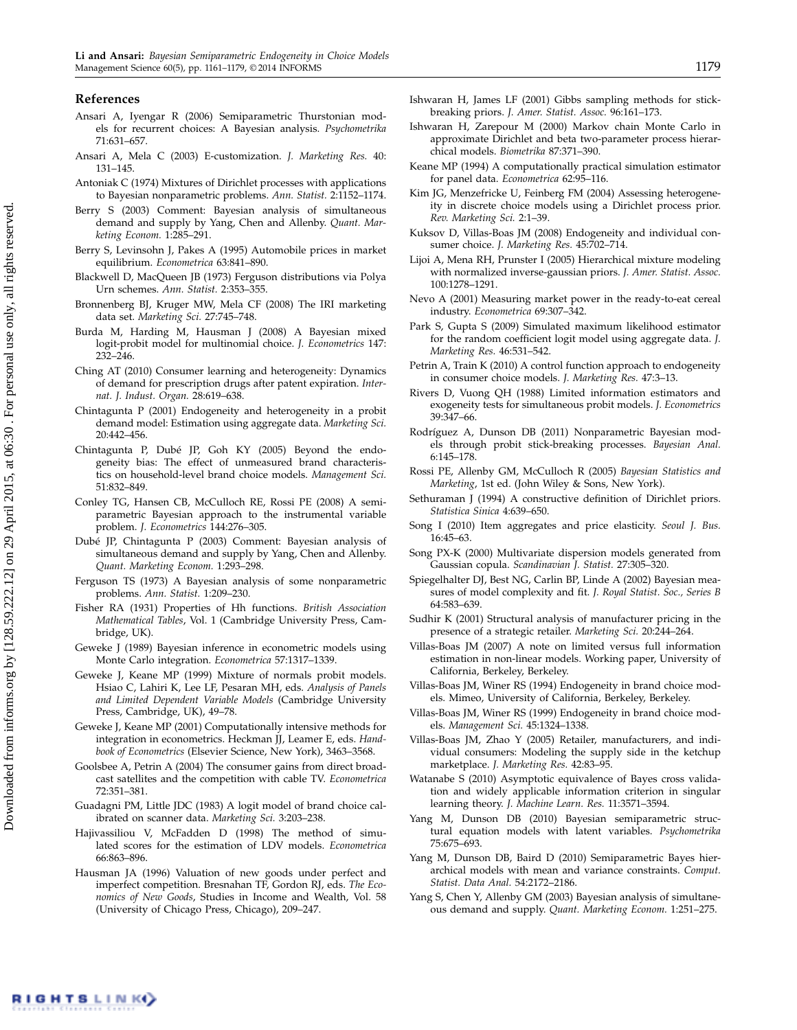## References

Ansari A, Iyengar R (2006) Semiparametric Thurstonian models for recurrent choices: A Bayesian analysis. *Psychometrika* 71:631–657.

Ansari A, Mela C (2003) E-customization. *J. Marketing Res.* 40: 131–145.

Antoniak C (1974) Mixtures of Dirichlet processes with applications to Bayesian nonparametric problems. *Ann. Statist.* 2:1152–1174.

Berry S (2003) Comment: Bayesian analysis of simultaneous demand and supply by Yang, Chen and Allenby. *Quant. Marketing Econom.* 1:285–291.

Berry S, Levinsohn J, Pakes A (1995) Automobile prices in market equilibrium. *Econometrica* 63:841–890.

Blackwell D, MacQueen JB (1973) Ferguson distributions via Polya Urn schemes. *Ann. Statist.* 2:353–355.

Bronnenberg BJ, Kruger MW, Mela CF (2008) The IRI marketing data set. *Marketing Sci.* 27:745–748.

Burda M, Harding M, Hausman J (2008) A Bayesian mixed logit-probit model for multinomial choice. *J. Econometrics* 147: 232–246.

Ching AT (2010) Consumer learning and heterogeneity: Dynamics of demand for prescription drugs after patent expiration. *Internat. J. Indust. Organ.* 28:619–638.

Chintagunta P (2001) Endogeneity and heterogeneity in a probit demand model: Estimation using aggregate data. *Marketing Sci.* 20:442–456.

Chintagunta P, Dubé JP, Goh KY (2005) Beyond the endogeneity bias: The effect of unmeasured brand characteristics on household-level brand choice models. *Management Sci.* 51:832–849.

Conley TG, Hansen CB, McCulloch RE, Rossi PE (2008) A semi-parametric Bayesian approach to the instrumental variable problem. *J. Econometrics* 144:276–305.

Dubé JP, Chintagunta P (2003) Comment: Bayesian analysis of simultaneous demand and supply by Yang, Chen and Allenby. *Quant. Marketing Econom.* 1:293–298.

Ferguson TS (1973) A Bayesian analysis of some nonparametric problems. *Ann. Statist.* 1:209–230.

Fisher RA (1931) Properties of Hh functions. *British Association Mathematical Tables*, Vol. 1 (Cambridge University Press, Cambridge, UK).

Geweke J (1989) Bayesian inference in econometric models using Monte Carlo integration. *Econometrica* 57:1317–1339.

Geweke J, Keane MP (1999) Mixture of normals probit models. Hsiao C, Lahiri K, Lee LF, Pesaran MH, eds. *Analysis of Panels and Limited Dependent Variable Models* (Cambridge University Press, Cambridge, UK), 49–78.

Geweke J, Keane MP (2001) Computationally intensive methods for integration in econometrics. Heckman JJ, Leamer E, eds. *Handbook of Econometrics* (Elsevier Science, New York), 3463–3568.

Goolsbee A, Petrin A (2004) The consumer gains from direct broadcast satellites and the competition with cable TV. *Econometrica* 72:351–381.

Guadagni PM, Little JDC (1983) A logit model of brand choice calibrated on scanner data. *Marketing Sci.* 3:203–238.

Hajivassiliou V, McFadden D (1998) The method of simulated scores for the estimation of LDV models. *Econometrica* 66:863–896.

Hausman JA (1996) Valuation of new goods under perfect and imperfect competition. Bresnahan TF, Gordon RJ, eds. *The Economics of New Goods*, Studies in Income and Wealth, Vol. 58 (University of Chicago Press, Chicago), 209–247.

Ishwaran H, James LF (2001) Gibbs sampling methods for stick-breaking priors. *J. Amer. Statist. Assoc.* 96:161–173.

Ishwaran H, Zarepour M (2000) Markov chain Monte Carlo in approximate Dirichlet and beta two-parameter process hierarchical models. *Biometrika* 87:371–390.

Keane MP (1994) A computationally practical simulation estimator for panel data. *Econometrica* 62:95–116.

Kim JG, Menzefricke U, Feinberg FM (2004) Assessing heterogeneity in discrete choice models using a Dirichlet process prior. *Rev. Marketing Sci.* 2:1–39.

Kuksov D, Villas-Boas JM (2008) Endogeneity and individual consumer choice. *J. Marketing Res.* 45:702–714.

Lijoi A, Mena RH, Prunster I (2005) Hierarchical mixture modeling with normalized inverse-gaussian priors. *J. Amer. Statist. Assoc.* 100:1278–1291.

Nevo A (2001) Measuring market power in the ready-to-eat cereal industry. *Econometrica* 69:307–342.

Park S, Gupta S (2009) Simulated maximum likelihood estimator for the random coefficient logit model using aggregate data. *J. Marketing Res.* 46:531–542.

Petrin A, Train K (2010) A control function approach to endogeneity in consumer choice models. *J. Marketing Res.* 47:3–13.

Rivers D, Vuong QH (1988) Limited information estimators and exogeneity tests for simultaneous probit models. *J. Econometrics* 39:347–66.

Rodríguez A, Dunson DB (2011) Nonparametric Bayesian models through probit stick-breaking processes. *Bayesian Anal.* 6:145–178.

Rossi PE, Allenby GM, McCulloch R (2005) *Bayesian Statistics and Marketing*, 1st ed. (John Wiley & Sons, New York).

Sethuraman J (1994) A constructive definition of Dirichlet priors. *Statistica Sinica* 4:639–650.

Song I (2010) Item aggregates and price elasticity. *Seoul J. Bus.* 16:45–63.

Song PX-K (2000) Multivariate dispersion models generated from Gaussian copula. *Scandinavian J. Statist.* 27:305–320.

Spiegelhalter DJ, Best NG, Carlin BP, Linde A (2002) Bayesian measures of model complexity and fit. *J. Royal Statist. Soc., Series B* 64:583–639.

Sudhir K (2001) Structural analysis of manufacturer pricing in the presence of a strategic retailer. *Marketing Sci.* 20:244–264.

Villas-Boas JM (2007) A note on limited versus full information estimation in non-linear models. Working paper, University of California, Berkeley, Berkeley.

Villas-Boas JM, Winer RS (1994) Endogeneity in brand choice models. Mimeo, University of California, Berkeley, Berkeley.

Villas-Boas JM, Winer RS (1999) Endogeneity in brand choice models. *Management Sci.* 45:1324–1338.

Villas-Boas JM, Zhao Y (2005) Retailer, manufacturers, and individual consumers: Modeling the supply side in the ketchup marketplace. *J. Marketing Res.* 42:83–95.

Watanabe S (2010) Asymptotic equivalence of Bayes cross validation and widely applicable information criterion in singular learning theory. *J. Machine Learn. Res.* 11:3571–3594.

Yang M, Dunson DB (2010) Bayesian semiparametric structural equation models with latent variables. *Psychometrika* 75:675–693.

Yang M, Dunson DB, Baird D (2010) Semiparametric Bayes hierarchical models with mean and variance constraints. *Comput. Statist. Data Anal.* 54:2172–2186.

Yang S, Chen Y, Allenby GM (2003) Bayesian analysis of simultaneous demand and supply. *Quant. Marketing Econom.* 1:251–275.